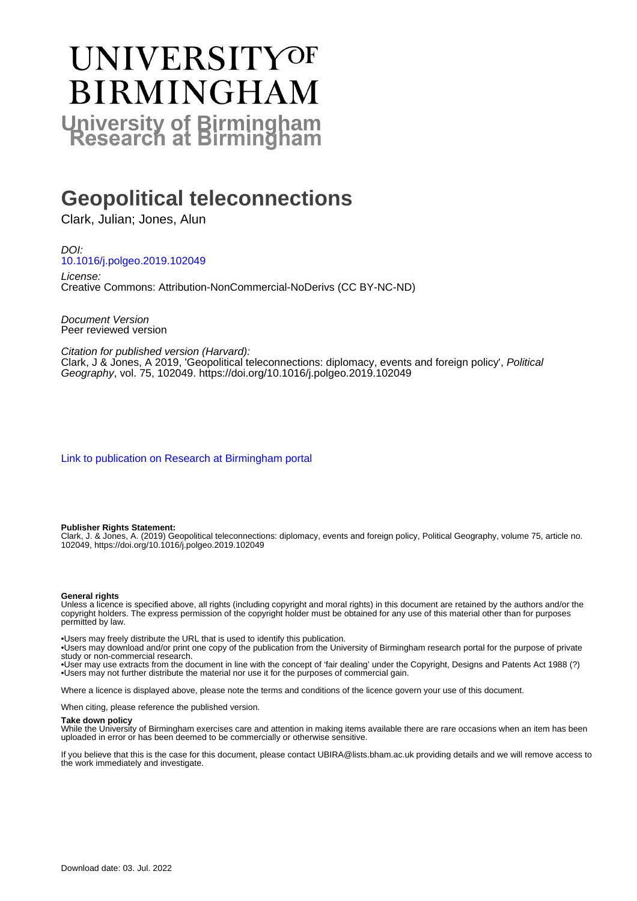# UNIVERSITY OF BIRMINGHAM

## University of Birmingham Research at Birmingham

# Geopolitical teleconnections

Clark, Julian; Jones, Alun

*DOI:*
10.1016/j.polgeo.2019.102049

*License:*
Creative Commons: Attribution-NonCommercial-NoDerivs (CC BY-NC-ND)

*Document Version*
Peer reviewed version

*Citation for published version (Harvard):*
Clark, J & Jones, A 2019, 'Geopolitical teleconnections: diplomacy, events and foreign policy', *Political Geography*, vol. 75, 102049. https://doi.org/10.1016/j.polgeo.2019.102049

Link to publication on Research at Birmingham portal

**Publisher Rights Statement:**
Clark, J. & Jones, A. (2019) Geopolitical teleconnections: diplomacy, events and foreign policy, Political Geography, volume 75, article no. 102049, https://doi.org/10.1016/j.polgeo.2019.102049

**General rights**
Unless a licence is specified above, all rights (including copyright and moral rights) in this document are retained by the authors and/or the copyright holders. The express permission of the copyright holder must be obtained for any use of this material other than for purposes permitted by law.

•Users may freely distribute the URL that is used to identify this publication.
•Users may download and/or print one copy of the publication from the University of Birmingham research portal for the purpose of private study or non-commercial research.
•User may use extracts from the document in line with the concept of 'fair dealing' under the Copyright, Designs and Patents Act 1988 (?)
•Users may not further distribute the material nor use it for the purposes of commercial gain.

Where a licence is displayed above, please note the terms and conditions of the licence govern your use of this document.

When citing, please reference the published version.

**Take down policy**
While the University of Birmingham exercises care and attention in making items available there are rare occasions when an item has been uploaded in error or has been deemed to be commercially or otherwise sensitive.

If you believe that this is the case for this document, please contact UBIRA@lists.bham.ac.uk providing details and we will remove access to the work immediately and investigate.

Download date: 03. Jul. 2022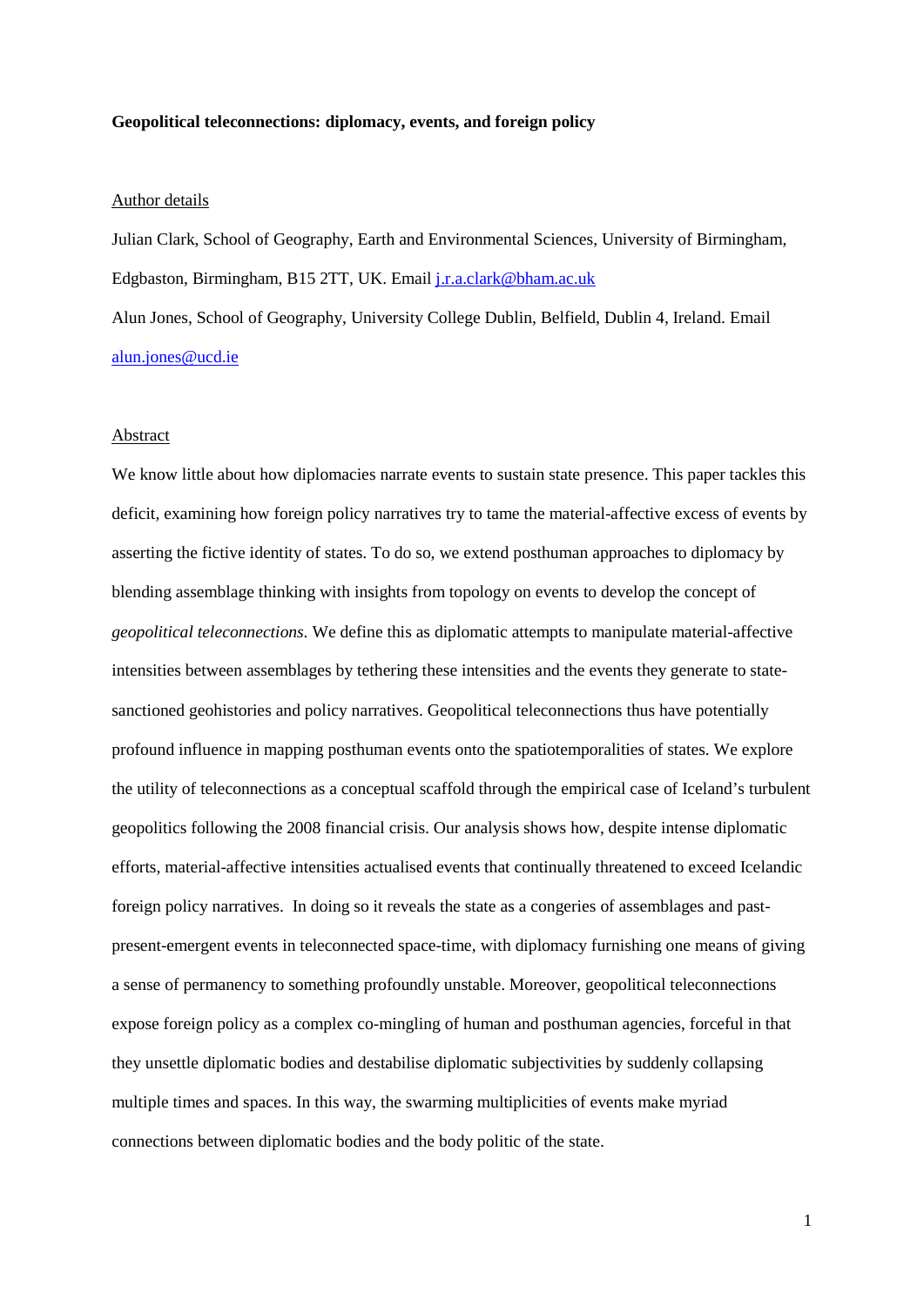**Geopolitical teleconnections: diplomacy, events, and foreign policy**

Author details

Julian Clark, School of Geography, Earth and Environmental Sciences, University of Birmingham, Edgbaston, Birmingham, B15 2TT, UK. Email j.r.a.clark@bham.ac.uk

Alun Jones, School of Geography, University College Dublin, Belfield, Dublin 4, Ireland. Email alun.jones@ucd.ie

Abstract

We know little about how diplomacies narrate events to sustain state presence. This paper tackles this deficit, examining how foreign policy narratives try to tame the material-affective excess of events by asserting the fictive identity of states. To do so, we extend posthuman approaches to diplomacy by blending assemblage thinking with insights from topology on events to develop the concept of *geopolitical teleconnections*. We define this as diplomatic attempts to manipulate material-affective intensities between assemblages by tethering these intensities and the events they generate to state-sanctioned geohistories and policy narratives. Geopolitical teleconnections thus have potentially profound influence in mapping posthuman events onto the spatiotemporalities of states. We explore the utility of teleconnections as a conceptual scaffold through the empirical case of Iceland's turbulent geopolitics following the 2008 financial crisis. Our analysis shows how, despite intense diplomatic efforts, material-affective intensities actualised events that continually threatened to exceed Icelandic foreign policy narratives. In doing so it reveals the state as a congeries of assemblages and past-present-emergent events in teleconnected space-time, with diplomacy furnishing one means of giving a sense of permanency to something profoundly unstable. Moreover, geopolitical teleconnections expose foreign policy as a complex co-mingling of human and posthuman agencies, forceful in that they unsettle diplomatic bodies and destabilise diplomatic subjectivities by suddenly collapsing multiple times and spaces. In this way, the swarming multiplicities of events make myriad connections between diplomatic bodies and the body politic of the state.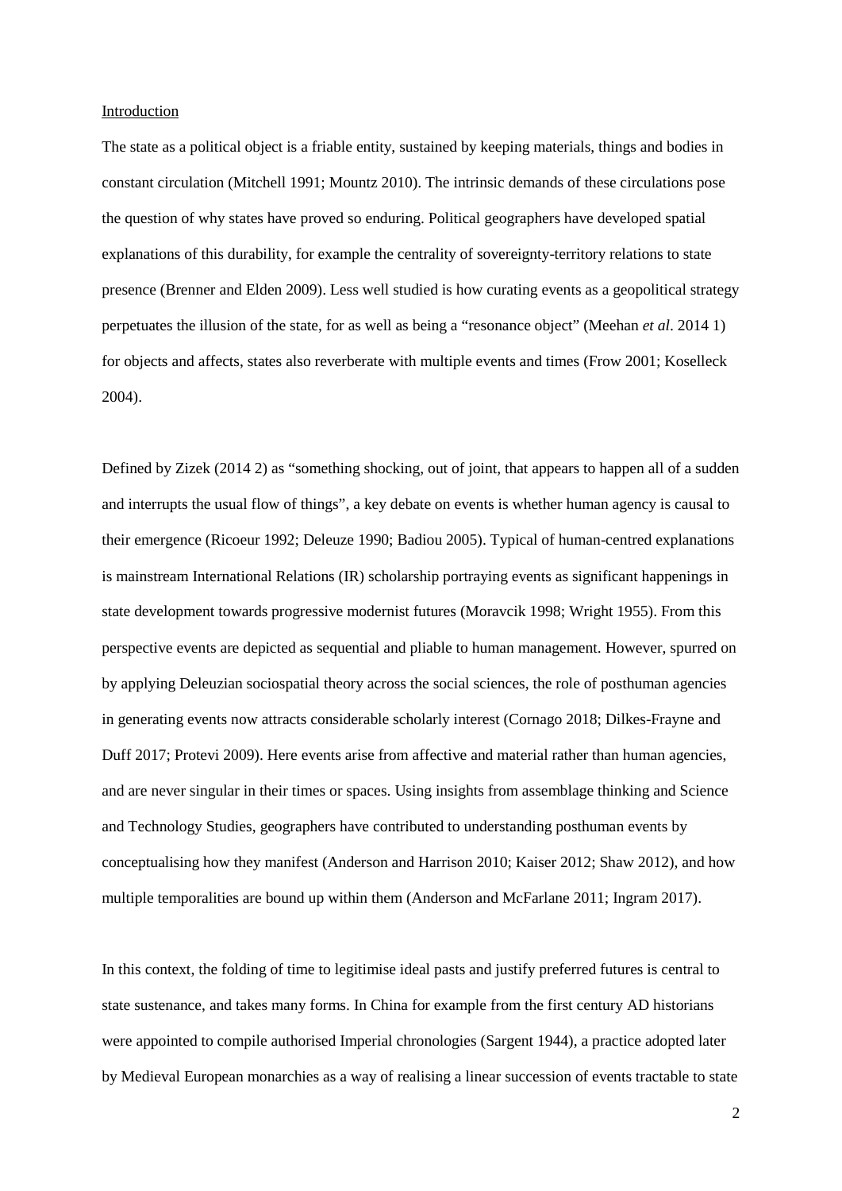Introduction

The state as a political object is a friable entity, sustained by keeping materials, things and bodies in constant circulation (Mitchell 1991; Mountz 2010). The intrinsic demands of these circulations pose the question of why states have proved so enduring. Political geographers have developed spatial explanations of this durability, for example the centrality of sovereignty-territory relations to state presence (Brenner and Elden 2009). Less well studied is how curating events as a geopolitical strategy perpetuates the illusion of the state, for as well as being a "resonance object" (Meehan *et al*. 2014 1) for objects and affects, states also reverberate with multiple events and times (Frow 2001; Koselleck 2004).

Defined by Zizek (2014 2) as "something shocking, out of joint, that appears to happen all of a sudden and interrupts the usual flow of things", a key debate on events is whether human agency is causal to their emergence (Ricoeur 1992; Deleuze 1990; Badiou 2005). Typical of human-centred explanations is mainstream International Relations (IR) scholarship portraying events as significant happenings in state development towards progressive modernist futures (Moravcik 1998; Wright 1955). From this perspective events are depicted as sequential and pliable to human management. However, spurred on by applying Deleuzian sociospatial theory across the social sciences, the role of posthuman agencies in generating events now attracts considerable scholarly interest (Cornago 2018; Dilkes-Frayne and Duff 2017; Protevi 2009). Here events arise from affective and material rather than human agencies, and are never singular in their times or spaces. Using insights from assemblage thinking and Science and Technology Studies, geographers have contributed to understanding posthuman events by conceptualising how they manifest (Anderson and Harrison 2010; Kaiser 2012; Shaw 2012), and how multiple temporalities are bound up within them (Anderson and McFarlane 2011; Ingram 2017).

In this context, the folding of time to legitimise ideal pasts and justify preferred futures is central to state sustenance, and takes many forms. In China for example from the first century AD historians were appointed to compile authorised Imperial chronologies (Sargent 1944), a practice adopted later by Medieval European monarchies as a way of realising a linear succession of events tractable to state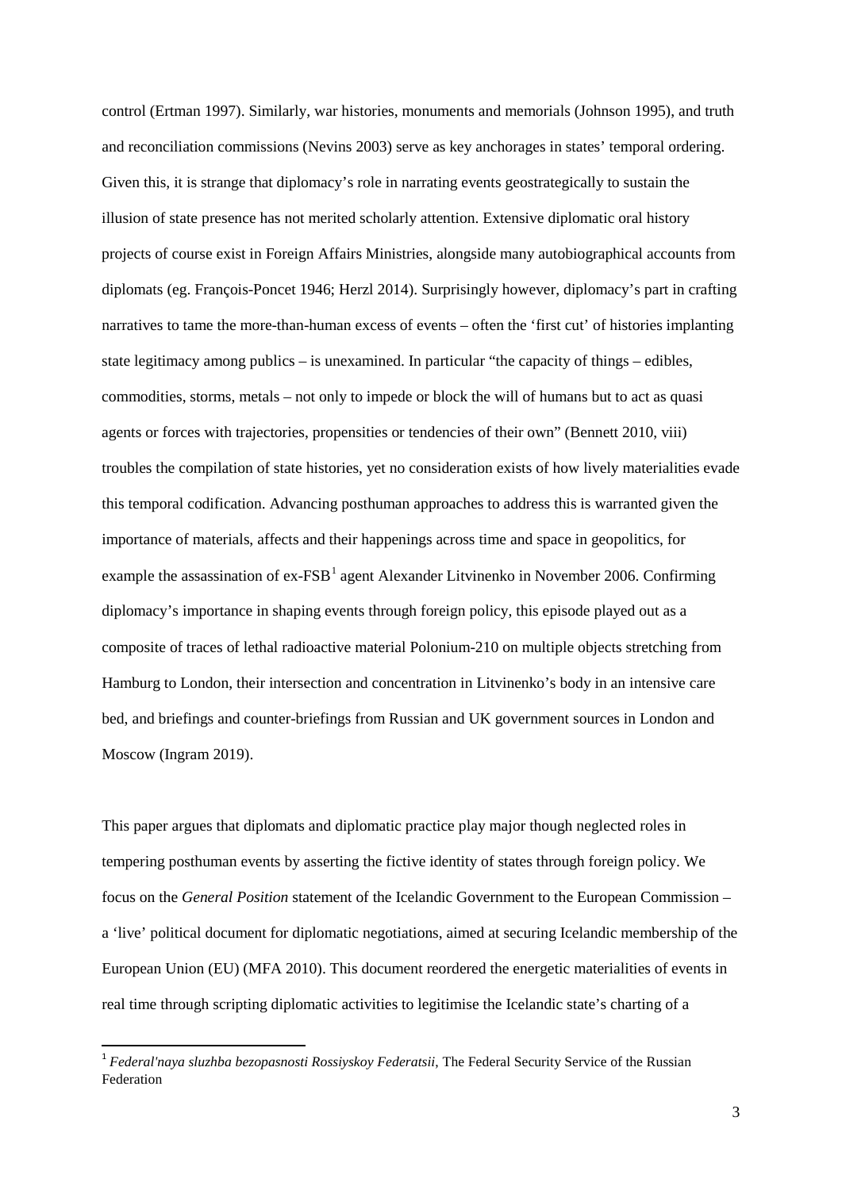control (Ertman 1997). Similarly, war histories, monuments and memorials (Johnson 1995), and truth and reconciliation commissions (Nevins 2003) serve as key anchorages in states' temporal ordering. Given this, it is strange that diplomacy's role in narrating events geostrategically to sustain the illusion of state presence has not merited scholarly attention. Extensive diplomatic oral history projects of course exist in Foreign Affairs Ministries, alongside many autobiographical accounts from diplomats (eg. François-Poncet 1946; Herzl 2014). Surprisingly however, diplomacy's part in crafting narratives to tame the more-than-human excess of events – often the 'first cut' of histories implanting state legitimacy among publics – is unexamined. In particular "the capacity of things – edibles, commodities, storms, metals – not only to impede or block the will of humans but to act as quasi agents or forces with trajectories, propensities or tendencies of their own" (Bennett 2010, viii) troubles the compilation of state histories, yet no consideration exists of how lively materialities evade this temporal codification. Advancing posthuman approaches to address this is warranted given the importance of materials, affects and their happenings across time and space in geopolitics, for example the assassination of ex-FSB[1] agent Alexander Litvinenko in November 2006. Confirming diplomacy's importance in shaping events through foreign policy, this episode played out as a composite of traces of lethal radioactive material Polonium-210 on multiple objects stretching from Hamburg to London, their intersection and concentration in Litvinenko's body in an intensive care bed, and briefings and counter-briefings from Russian and UK government sources in London and Moscow (Ingram 2019).

This paper argues that diplomats and diplomatic practice play major though neglected roles in tempering posthuman events by asserting the fictive identity of states through foreign policy. We focus on the *General Position* statement of the Icelandic Government to the European Commission – a 'live' political document for diplomatic negotiations, aimed at securing Icelandic membership of the European Union (EU) (MFA 2010). This document reordered the energetic materialities of events in real time through scripting diplomatic activities to legitimise the Icelandic state's charting of a

[1] *Federal'naya sluzhba bezopasnosti Rossiyskoy Federatsii*, The Federal Security Service of the Russian Federation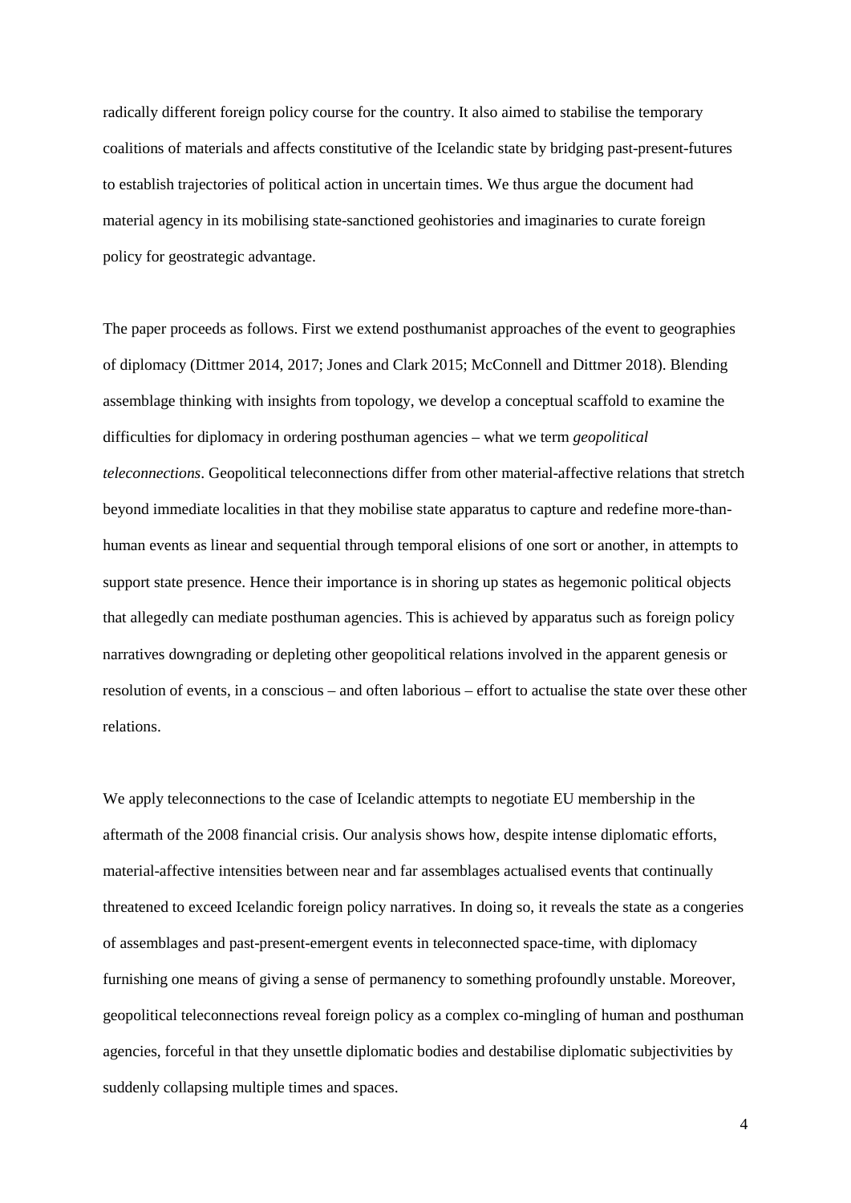radically different foreign policy course for the country. It also aimed to stabilise the temporary coalitions of materials and affects constitutive of the Icelandic state by bridging past-present-futures to establish trajectories of political action in uncertain times. We thus argue the document had material agency in its mobilising state-sanctioned geohistories and imaginaries to curate foreign policy for geostrategic advantage.

The paper proceeds as follows. First we extend posthumanist approaches of the event to geographies of diplomacy (Dittmer 2014, 2017; Jones and Clark 2015; McConnell and Dittmer 2018). Blending assemblage thinking with insights from topology, we develop a conceptual scaffold to examine the difficulties for diplomacy in ordering posthuman agencies – what we term *geopolitical teleconnections*. Geopolitical teleconnections differ from other material-affective relations that stretch beyond immediate localities in that they mobilise state apparatus to capture and redefine more-than-human events as linear and sequential through temporal elisions of one sort or another, in attempts to support state presence. Hence their importance is in shoring up states as hegemonic political objects that allegedly can mediate posthuman agencies. This is achieved by apparatus such as foreign policy narratives downgrading or depleting other geopolitical relations involved in the apparent genesis or resolution of events, in a conscious – and often laborious – effort to actualise the state over these other relations.

We apply teleconnections to the case of Icelandic attempts to negotiate EU membership in the aftermath of the 2008 financial crisis. Our analysis shows how, despite intense diplomatic efforts, material-affective intensities between near and far assemblages actualised events that continually threatened to exceed Icelandic foreign policy narratives. In doing so, it reveals the state as a congeries of assemblages and past-present-emergent events in teleconnected space-time, with diplomacy furnishing one means of giving a sense of permanency to something profoundly unstable. Moreover, geopolitical teleconnections reveal foreign policy as a complex co-mingling of human and posthuman agencies, forceful in that they unsettle diplomatic bodies and destabilise diplomatic subjectivities by suddenly collapsing multiple times and spaces.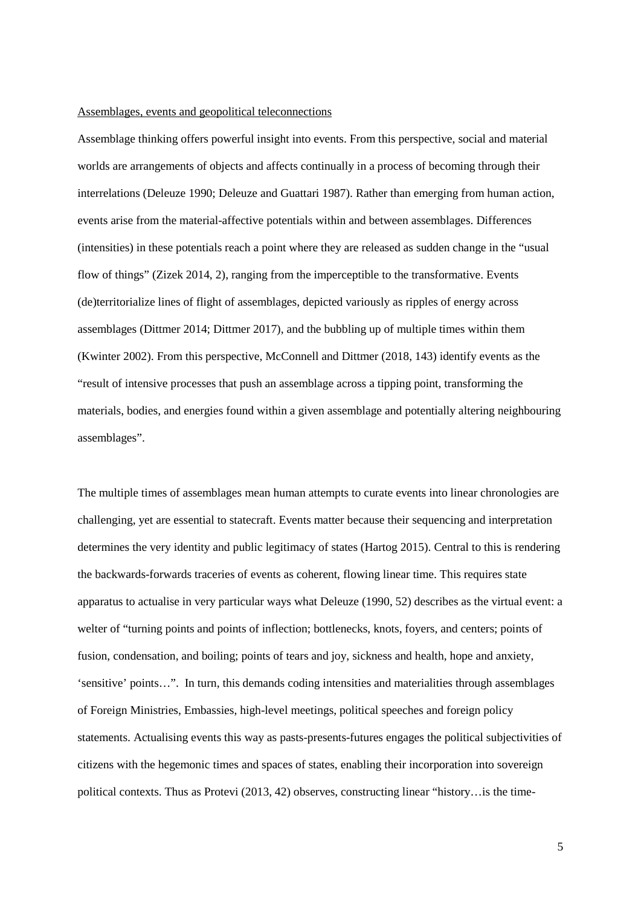## Assemblages, events and geopolitical teleconnections

Assemblage thinking offers powerful insight into events. From this perspective, social and material worlds are arrangements of objects and affects continually in a process of becoming through their interrelations (Deleuze 1990; Deleuze and Guattari 1987). Rather than emerging from human action, events arise from the material-affective potentials within and between assemblages. Differences (intensities) in these potentials reach a point where they are released as sudden change in the "usual flow of things" (Zizek 2014, 2), ranging from the imperceptible to the transformative. Events (de)territorialize lines of flight of assemblages, depicted variously as ripples of energy across assemblages (Dittmer 2014; Dittmer 2017), and the bubbling up of multiple times within them (Kwinter 2002). From this perspective, McConnell and Dittmer (2018, 143) identify events as the "result of intensive processes that push an assemblage across a tipping point, transforming the materials, bodies, and energies found within a given assemblage and potentially altering neighbouring assemblages".

The multiple times of assemblages mean human attempts to curate events into linear chronologies are challenging, yet are essential to statecraft. Events matter because their sequencing and interpretation determines the very identity and public legitimacy of states (Hartog 2015). Central to this is rendering the backwards-forwards traceries of events as coherent, flowing linear time. This requires state apparatus to actualise in very particular ways what Deleuze (1990, 52) describes as the virtual event: a welter of "turning points and points of inflection; bottlenecks, knots, foyers, and centers; points of fusion, condensation, and boiling; points of tears and joy, sickness and health, hope and anxiety, 'sensitive' points…". In turn, this demands coding intensities and materialities through assemblages of Foreign Ministries, Embassies, high-level meetings, political speeches and foreign policy statements. Actualising events this way as pasts-presents-futures engages the political subjectivities of citizens with the hegemonic times and spaces of states, enabling their incorporation into sovereign political contexts. Thus as Protevi (2013, 42) observes, constructing linear "history…is the time-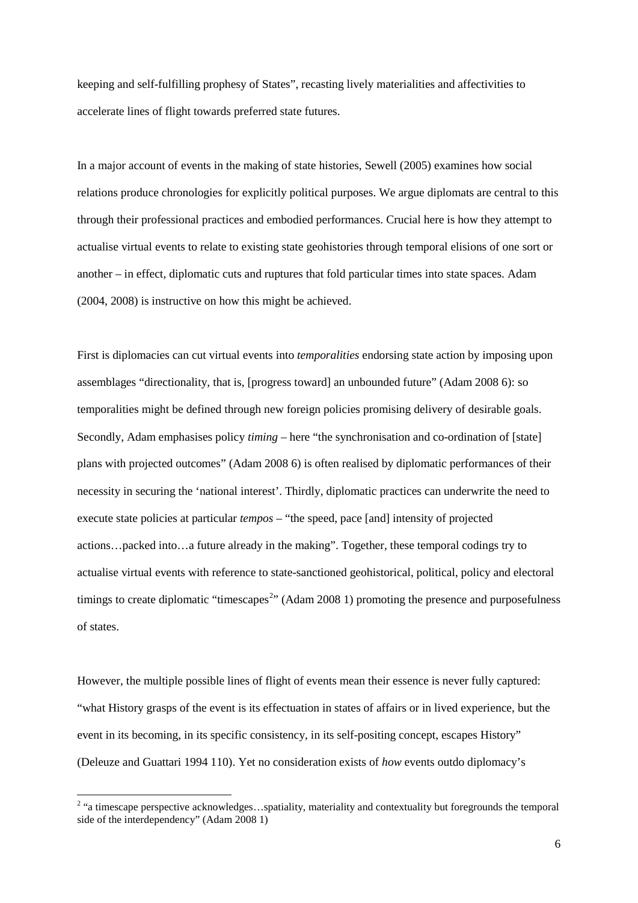keeping and self-fulfilling prophesy of States", recasting lively materialities and affectivities to accelerate lines of flight towards preferred state futures.

In a major account of events in the making of state histories, Sewell (2005) examines how social relations produce chronologies for explicitly political purposes. We argue diplomats are central to this through their professional practices and embodied performances. Crucial here is how they attempt to actualise virtual events to relate to existing state geohistories through temporal elisions of one sort or another – in effect, diplomatic cuts and ruptures that fold particular times into state spaces. Adam (2004, 2008) is instructive on how this might be achieved.

First is diplomacies can cut virtual events into *temporalities* endorsing state action by imposing upon assemblages "directionality, that is, [progress toward] an unbounded future" (Adam 2008 6): so temporalities might be defined through new foreign policies promising delivery of desirable goals. Secondly, Adam emphasises policy *timing* – here "the synchronisation and co-ordination of [state] plans with projected outcomes" (Adam 2008 6) is often realised by diplomatic performances of their necessity in securing the 'national interest'. Thirdly, diplomatic practices can underwrite the need to execute state policies at particular *tempos* – "the speed, pace [and] intensity of projected actions…packed into…a future already in the making". Together, these temporal codings try to actualise virtual events with reference to state-sanctioned geohistorical, political, policy and electoral timings to create diplomatic "timescapes[2]" (Adam 2008 1) promoting the presence and purposefulness of states.

However, the multiple possible lines of flight of events mean their essence is never fully captured: "what History grasps of the event is its effectuation in states of affairs or in lived experience, but the event in its becoming, in its specific consistency, in its self-positing concept, escapes History" (Deleuze and Guattari 1994 110). Yet no consideration exists of *how* events outdo diplomacy's

[2] "a timescape perspective acknowledges…spatiality, materiality and contextuality but foregrounds the temporal side of the interdependency" (Adam 2008 1)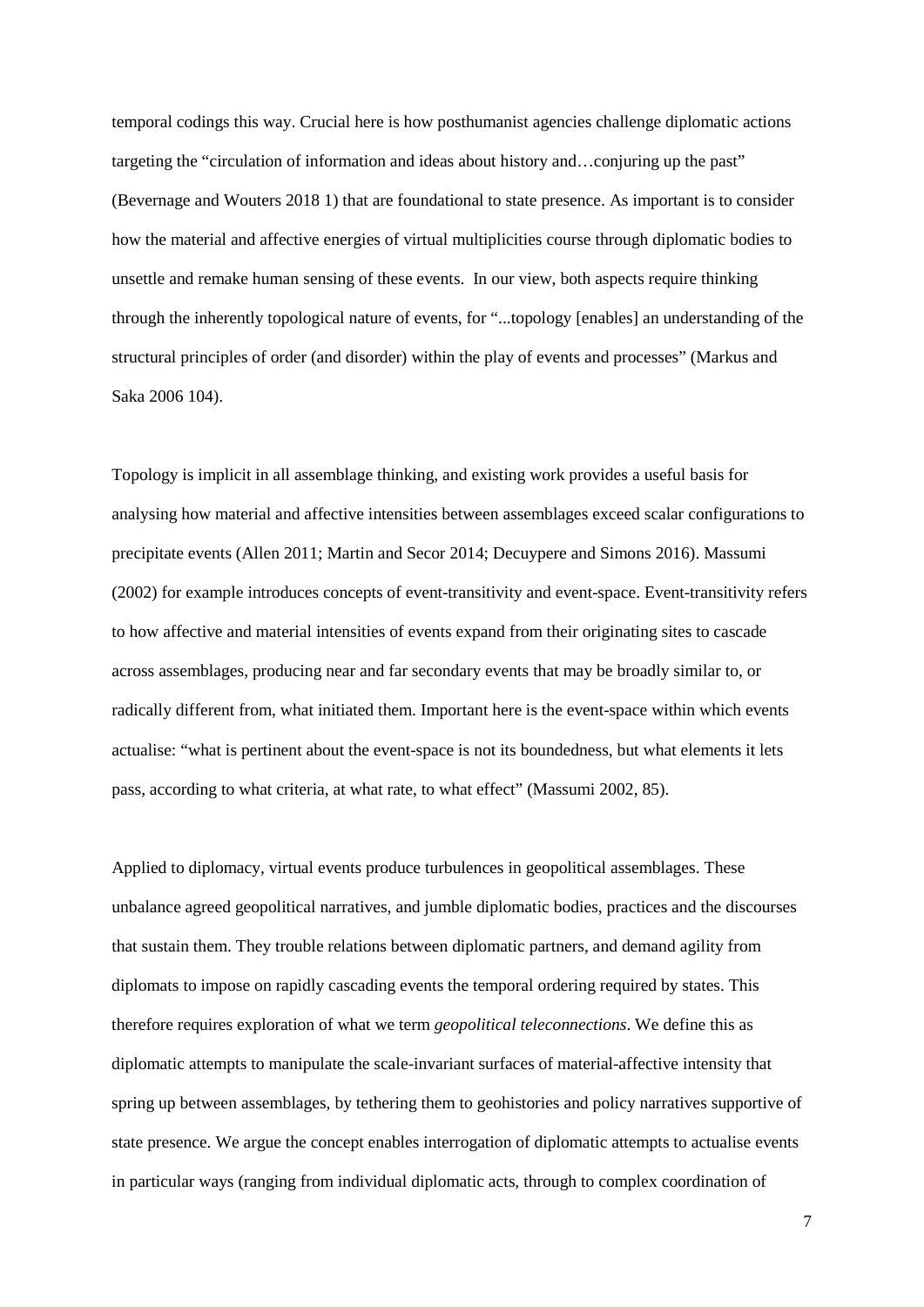temporal codings this way. Crucial here is how posthumanist agencies challenge diplomatic actions targeting the "circulation of information and ideas about history and…conjuring up the past" (Bevernage and Wouters 2018 1) that are foundational to state presence. As important is to consider how the material and affective energies of virtual multiplicities course through diplomatic bodies to unsettle and remake human sensing of these events. In our view, both aspects require thinking through the inherently topological nature of events, for "...topology [enables] an understanding of the structural principles of order (and disorder) within the play of events and processes" (Markus and Saka 2006 104).

Topology is implicit in all assemblage thinking, and existing work provides a useful basis for analysing how material and affective intensities between assemblages exceed scalar configurations to precipitate events (Allen 2011; Martin and Secor 2014; Decuypere and Simons 2016). Massumi (2002) for example introduces concepts of event-transitivity and event-space. Event-transitivity refers to how affective and material intensities of events expand from their originating sites to cascade across assemblages, producing near and far secondary events that may be broadly similar to, or radically different from, what initiated them. Important here is the event-space within which events actualise: "what is pertinent about the event-space is not its boundedness, but what elements it lets pass, according to what criteria, at what rate, to what effect" (Massumi 2002, 85).

Applied to diplomacy, virtual events produce turbulences in geopolitical assemblages. These unbalance agreed geopolitical narratives, and jumble diplomatic bodies, practices and the discourses that sustain them. They trouble relations between diplomatic partners, and demand agility from diplomats to impose on rapidly cascading events the temporal ordering required by states. This therefore requires exploration of what we term *geopolitical teleconnections*. We define this as diplomatic attempts to manipulate the scale-invariant surfaces of material-affective intensity that spring up between assemblages, by tethering them to geohistories and policy narratives supportive of state presence. We argue the concept enables interrogation of diplomatic attempts to actualise events in particular ways (ranging from individual diplomatic acts, through to complex coordination of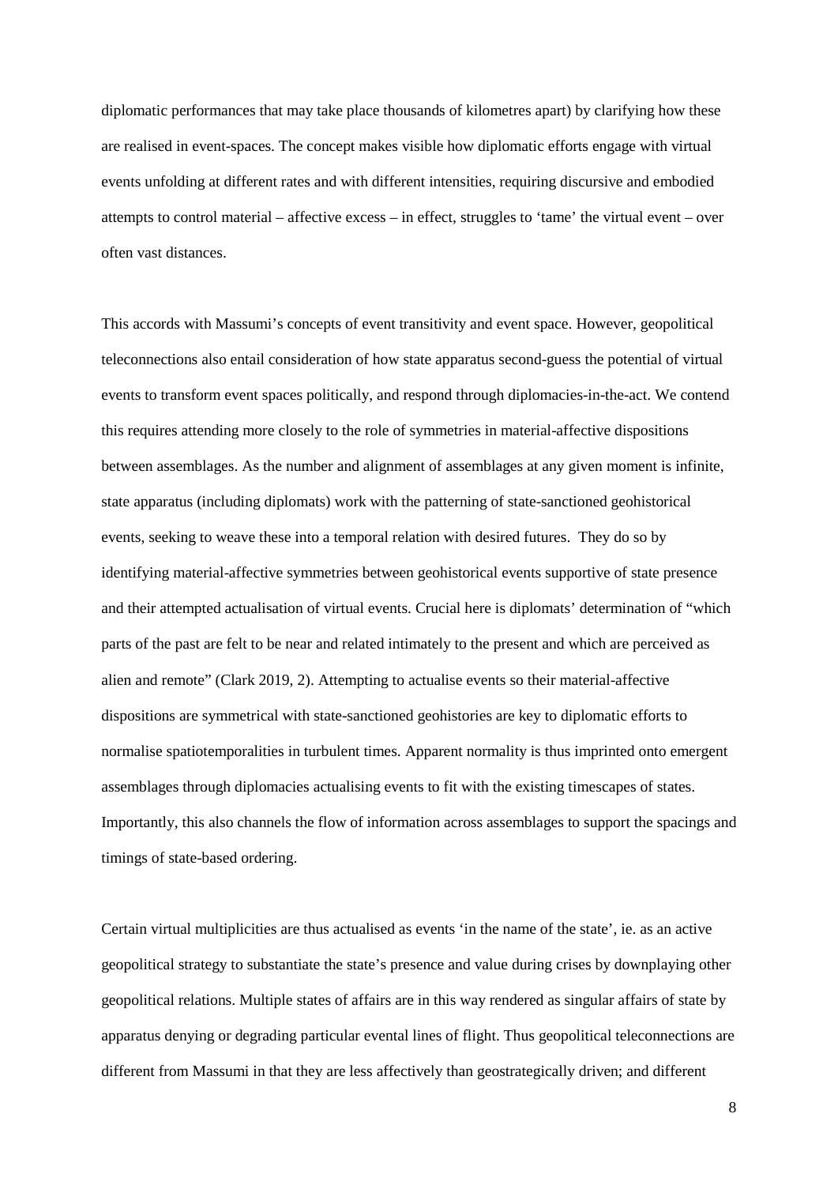diplomatic performances that may take place thousands of kilometres apart) by clarifying how these are realised in event-spaces. The concept makes visible how diplomatic efforts engage with virtual events unfolding at different rates and with different intensities, requiring discursive and embodied attempts to control material – affective excess – in effect, struggles to 'tame' the virtual event – over often vast distances.

This accords with Massumi's concepts of event transitivity and event space. However, geopolitical teleconnections also entail consideration of how state apparatus second-guess the potential of virtual events to transform event spaces politically, and respond through diplomacies-in-the-act. We contend this requires attending more closely to the role of symmetries in material-affective dispositions between assemblages. As the number and alignment of assemblages at any given moment is infinite, state apparatus (including diplomats) work with the patterning of state-sanctioned geohistorical events, seeking to weave these into a temporal relation with desired futures.  They do so by identifying material-affective symmetries between geohistorical events supportive of state presence and their attempted actualisation of virtual events. Crucial here is diplomats' determination of "which parts of the past are felt to be near and related intimately to the present and which are perceived as alien and remote" (Clark 2019, 2). Attempting to actualise events so their material-affective dispositions are symmetrical with state-sanctioned geohistories are key to diplomatic efforts to normalise spatiotemporalities in turbulent times. Apparent normality is thus imprinted onto emergent assemblages through diplomacies actualising events to fit with the existing timescapes of states. Importantly, this also channels the flow of information across assemblages to support the spacings and timings of state-based ordering.

Certain virtual multiplicities are thus actualised as events 'in the name of the state', ie. as an active geopolitical strategy to substantiate the state's presence and value during crises by downplaying other geopolitical relations. Multiple states of affairs are in this way rendered as singular affairs of state by apparatus denying or degrading particular evental lines of flight. Thus geopolitical teleconnections are different from Massumi in that they are less affectively than geostrategically driven; and different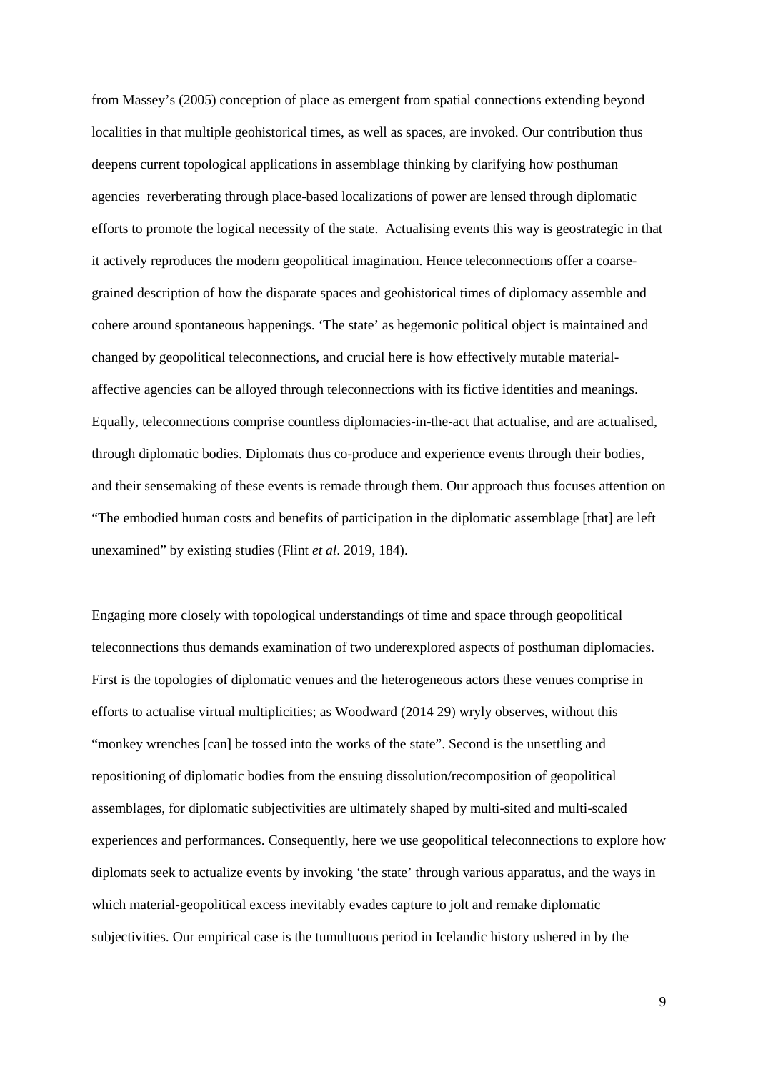from Massey's (2005) conception of place as emergent from spatial connections extending beyond localities in that multiple geohistorical times, as well as spaces, are invoked. Our contribution thus deepens current topological applications in assemblage thinking by clarifying how posthuman agencies reverberating through place-based localizations of power are lensed through diplomatic efforts to promote the logical necessity of the state. Actualising events this way is geostrategic in that it actively reproduces the modern geopolitical imagination. Hence teleconnections offer a coarse-grained description of how the disparate spaces and geohistorical times of diplomacy assemble and cohere around spontaneous happenings. 'The state' as hegemonic political object is maintained and changed by geopolitical teleconnections, and crucial here is how effectively mutable material-affective agencies can be alloyed through teleconnections with its fictive identities and meanings. Equally, teleconnections comprise countless diplomacies-in-the-act that actualise, and are actualised, through diplomatic bodies. Diplomats thus co-produce and experience events through their bodies, and their sensemaking of these events is remade through them. Our approach thus focuses attention on "The embodied human costs and benefits of participation in the diplomatic assemblage [that] are left unexamined" by existing studies (Flint *et al*. 2019, 184).

Engaging more closely with topological understandings of time and space through geopolitical teleconnections thus demands examination of two underexplored aspects of posthuman diplomacies. First is the topologies of diplomatic venues and the heterogeneous actors these venues comprise in efforts to actualise virtual multiplicities; as Woodward (2014 29) wryly observes, without this "monkey wrenches [can] be tossed into the works of the state". Second is the unsettling and repositioning of diplomatic bodies from the ensuing dissolution/recomposition of geopolitical assemblages, for diplomatic subjectivities are ultimately shaped by multi-sited and multi-scaled experiences and performances. Consequently, here we use geopolitical teleconnections to explore how diplomats seek to actualize events by invoking 'the state' through various apparatus, and the ways in which material-geopolitical excess inevitably evades capture to jolt and remake diplomatic subjectivities. Our empirical case is the tumultuous period in Icelandic history ushered in by the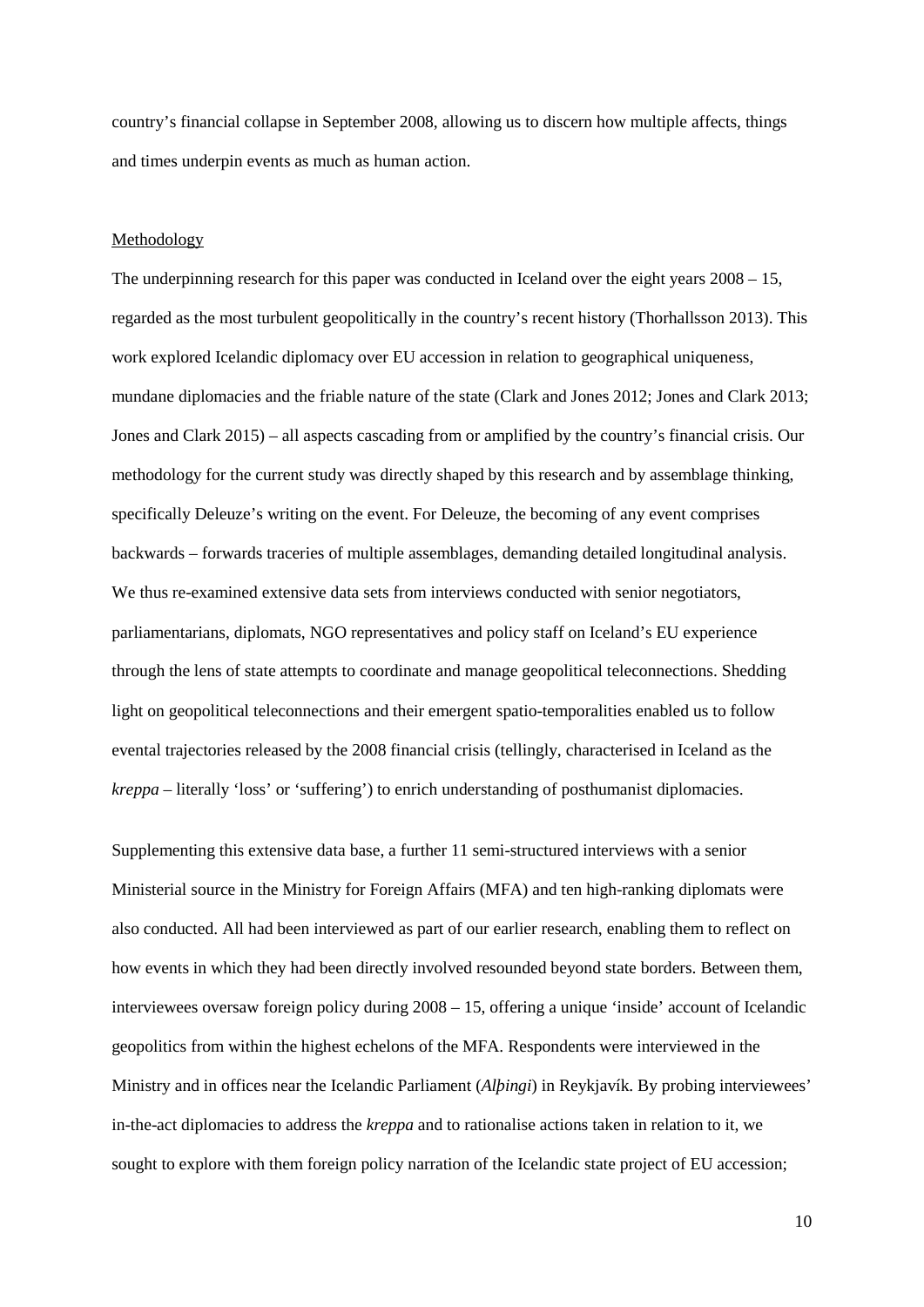country's financial collapse in September 2008, allowing us to discern how multiple affects, things and times underpin events as much as human action.

## Methodology

The underpinning research for this paper was conducted in Iceland over the eight years 2008 – 15, regarded as the most turbulent geopolitically in the country's recent history (Thorhallsson 2013). This work explored Icelandic diplomacy over EU accession in relation to geographical uniqueness, mundane diplomacies and the friable nature of the state (Clark and Jones 2012; Jones and Clark 2013; Jones and Clark 2015) – all aspects cascading from or amplified by the country's financial crisis. Our methodology for the current study was directly shaped by this research and by assemblage thinking, specifically Deleuze's writing on the event. For Deleuze, the becoming of any event comprises backwards – forwards traceries of multiple assemblages, demanding detailed longitudinal analysis. We thus re-examined extensive data sets from interviews conducted with senior negotiators, parliamentarians, diplomats, NGO representatives and policy staff on Iceland's EU experience through the lens of state attempts to coordinate and manage geopolitical teleconnections. Shedding light on geopolitical teleconnections and their emergent spatio-temporalities enabled us to follow evental trajectories released by the 2008 financial crisis (tellingly, characterised in Iceland as the *kreppa* – literally 'loss' or 'suffering') to enrich understanding of posthumanist diplomacies.

Supplementing this extensive data base, a further 11 semi-structured interviews with a senior Ministerial source in the Ministry for Foreign Affairs (MFA) and ten high-ranking diplomats were also conducted. All had been interviewed as part of our earlier research, enabling them to reflect on how events in which they had been directly involved resounded beyond state borders. Between them, interviewees oversaw foreign policy during 2008 – 15, offering a unique 'inside' account of Icelandic geopolitics from within the highest echelons of the MFA. Respondents were interviewed in the Ministry and in offices near the Icelandic Parliament (*Alþingi*) in Reykjavík. By probing interviewees' in-the-act diplomacies to address the *kreppa* and to rationalise actions taken in relation to it, we sought to explore with them foreign policy narration of the Icelandic state project of EU accession;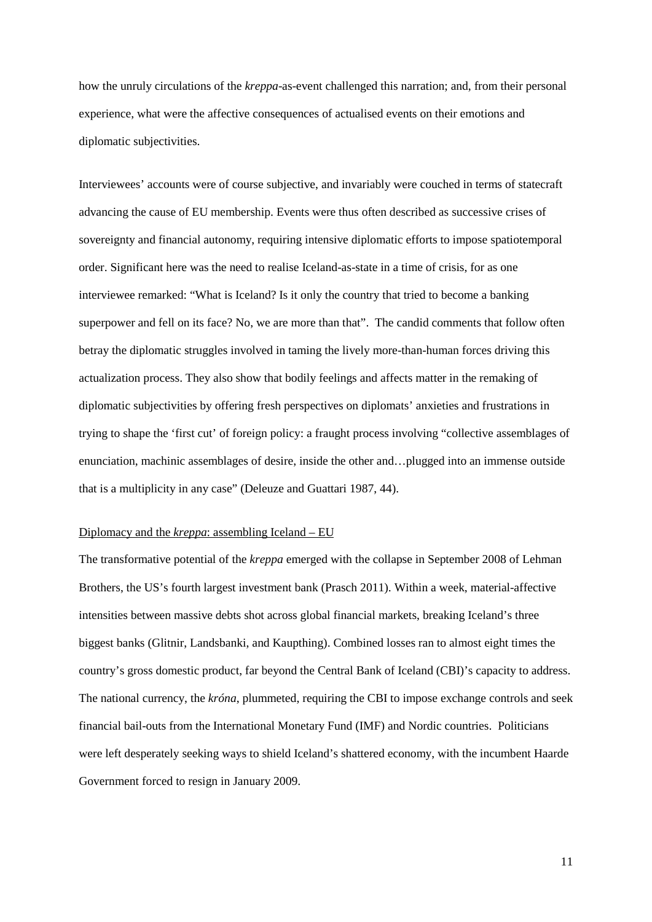how the unruly circulations of the *kreppa*-as-event challenged this narration; and, from their personal experience, what were the affective consequences of actualised events on their emotions and diplomatic subjectivities.

Interviewees' accounts were of course subjective, and invariably were couched in terms of statecraft advancing the cause of EU membership. Events were thus often described as successive crises of sovereignty and financial autonomy, requiring intensive diplomatic efforts to impose spatiotemporal order. Significant here was the need to realise Iceland-as-state in a time of crisis, for as one interviewee remarked: "What is Iceland? Is it only the country that tried to become a banking superpower and fell on its face? No, we are more than that". The candid comments that follow often betray the diplomatic struggles involved in taming the lively more-than-human forces driving this actualization process. They also show that bodily feelings and affects matter in the remaking of diplomatic subjectivities by offering fresh perspectives on diplomats' anxieties and frustrations in trying to shape the 'first cut' of foreign policy: a fraught process involving "collective assemblages of enunciation, machinic assemblages of desire, inside the other and…plugged into an immense outside that is a multiplicity in any case" (Deleuze and Guattari 1987, 44).

## Diplomacy and the *kreppa*: assembling Iceland – EU

The transformative potential of the *kreppa* emerged with the collapse in September 2008 of Lehman Brothers, the US's fourth largest investment bank (Prasch 2011). Within a week, material-affective intensities between massive debts shot across global financial markets, breaking Iceland's three biggest banks (Glitnir, Landsbanki, and Kaupthing). Combined losses ran to almost eight times the country's gross domestic product, far beyond the Central Bank of Iceland (CBI)'s capacity to address. The national currency, the *króna*, plummeted, requiring the CBI to impose exchange controls and seek financial bail-outs from the International Monetary Fund (IMF) and Nordic countries. Politicians were left desperately seeking ways to shield Iceland's shattered economy, with the incumbent Haarde Government forced to resign in January 2009.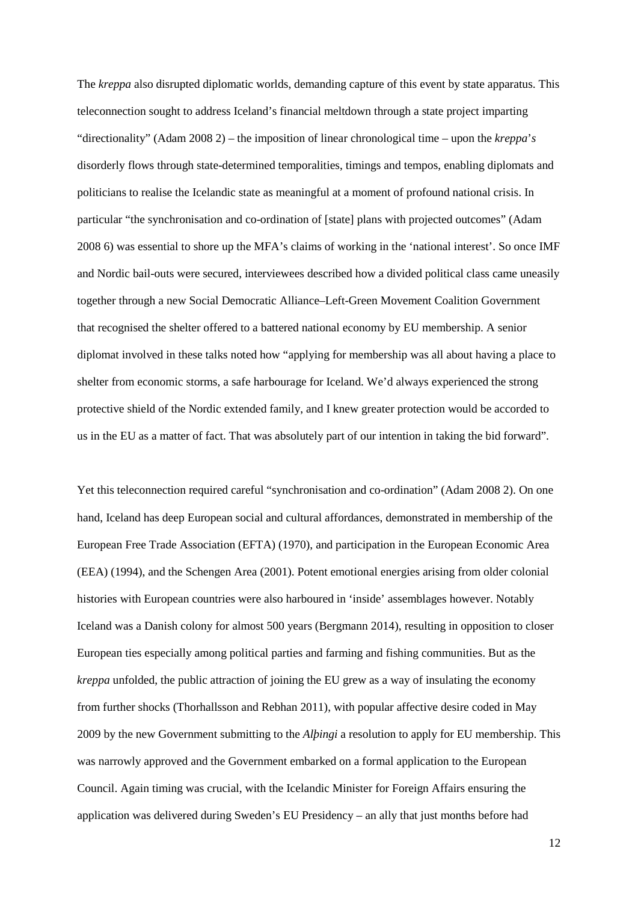The *kreppa* also disrupted diplomatic worlds, demanding capture of this event by state apparatus. This teleconnection sought to address Iceland's financial meltdown through a state project imparting "directionality" (Adam 2008 2) – the imposition of linear chronological time – upon the *kreppa*'*s* disorderly flows through state-determined temporalities, timings and tempos, enabling diplomats and politicians to realise the Icelandic state as meaningful at a moment of profound national crisis. In particular "the synchronisation and co-ordination of [state] plans with projected outcomes" (Adam 2008 6) was essential to shore up the MFA's claims of working in the 'national interest'. So once IMF and Nordic bail-outs were secured, interviewees described how a divided political class came uneasily together through a new Social Democratic Alliance–Left-Green Movement Coalition Government that recognised the shelter offered to a battered national economy by EU membership. A senior diplomat involved in these talks noted how "applying for membership was all about having a place to shelter from economic storms, a safe harbourage for Iceland. We'd always experienced the strong protective shield of the Nordic extended family, and I knew greater protection would be accorded to us in the EU as a matter of fact. That was absolutely part of our intention in taking the bid forward".

Yet this teleconnection required careful "synchronisation and co-ordination" (Adam 2008 2). On one hand, Iceland has deep European social and cultural affordances, demonstrated in membership of the European Free Trade Association (EFTA) (1970), and participation in the European Economic Area (EEA) (1994), and the Schengen Area (2001). Potent emotional energies arising from older colonial histories with European countries were also harboured in 'inside' assemblages however. Notably Iceland was a Danish colony for almost 500 years (Bergmann 2014), resulting in opposition to closer European ties especially among political parties and farming and fishing communities. But as the *kreppa* unfolded, the public attraction of joining the EU grew as a way of insulating the economy from further shocks (Thorhallsson and Rebhan 2011), with popular affective desire coded in May 2009 by the new Government submitting to the *Alþingi* a resolution to apply for EU membership. This was narrowly approved and the Government embarked on a formal application to the European Council. Again timing was crucial, with the Icelandic Minister for Foreign Affairs ensuring the application was delivered during Sweden's EU Presidency – an ally that just months before had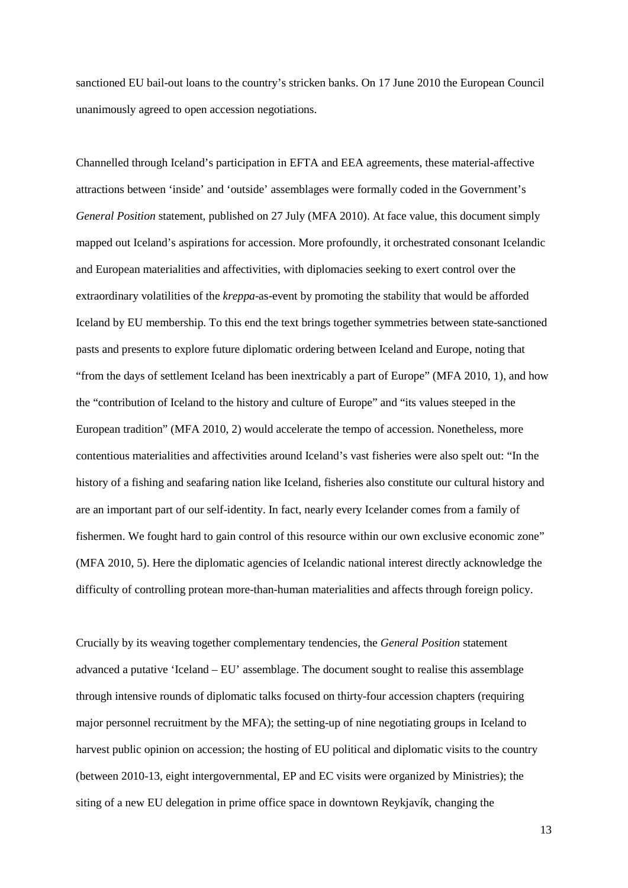sanctioned EU bail-out loans to the country's stricken banks. On 17 June 2010 the European Council unanimously agreed to open accession negotiations.

Channelled through Iceland's participation in EFTA and EEA agreements, these material-affective attractions between 'inside' and 'outside' assemblages were formally coded in the Government's *General Position* statement, published on 27 July (MFA 2010). At face value, this document simply mapped out Iceland's aspirations for accession. More profoundly, it orchestrated consonant Icelandic and European materialities and affectivities, with diplomacies seeking to exert control over the extraordinary volatilities of the *kreppa*-as-event by promoting the stability that would be afforded Iceland by EU membership. To this end the text brings together symmetries between state-sanctioned pasts and presents to explore future diplomatic ordering between Iceland and Europe, noting that "from the days of settlement Iceland has been inextricably a part of Europe" (MFA 2010, 1), and how the "contribution of Iceland to the history and culture of Europe" and "its values steeped in the European tradition" (MFA 2010, 2) would accelerate the tempo of accession. Nonetheless, more contentious materialities and affectivities around Iceland's vast fisheries were also spelt out: "In the history of a fishing and seafaring nation like Iceland, fisheries also constitute our cultural history and are an important part of our self-identity. In fact, nearly every Icelander comes from a family of fishermen. We fought hard to gain control of this resource within our own exclusive economic zone" (MFA 2010, 5). Here the diplomatic agencies of Icelandic national interest directly acknowledge the difficulty of controlling protean more-than-human materialities and affects through foreign policy.

Crucially by its weaving together complementary tendencies, the *General Position* statement advanced a putative 'Iceland – EU' assemblage. The document sought to realise this assemblage through intensive rounds of diplomatic talks focused on thirty-four accession chapters (requiring major personnel recruitment by the MFA); the setting-up of nine negotiating groups in Iceland to harvest public opinion on accession; the hosting of EU political and diplomatic visits to the country (between 2010-13, eight intergovernmental, EP and EC visits were organized by Ministries); the siting of a new EU delegation in prime office space in downtown Reykjavík, changing the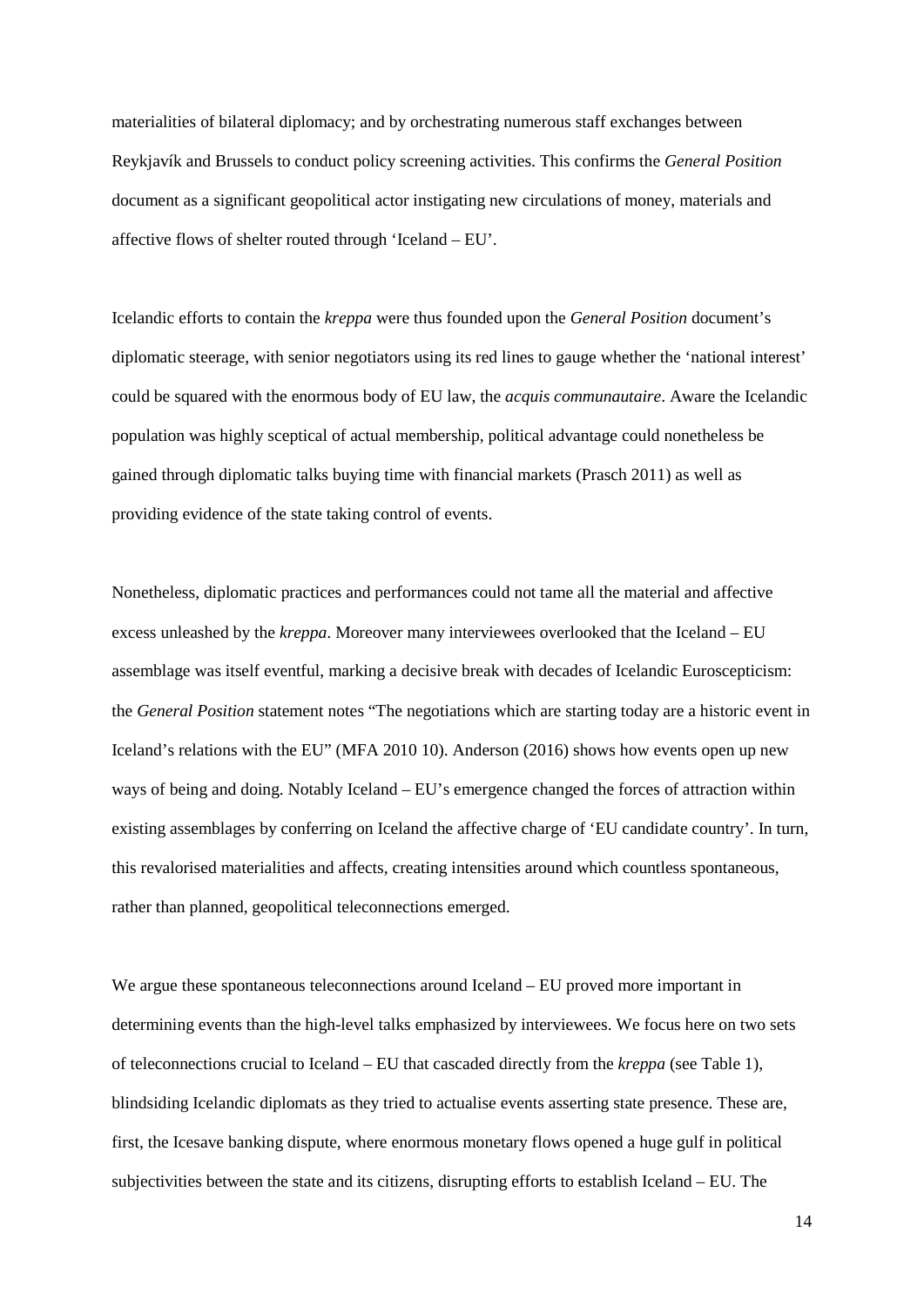materialities of bilateral diplomacy; and by orchestrating numerous staff exchanges between Reykjavík and Brussels to conduct policy screening activities. This confirms the *General Position* document as a significant geopolitical actor instigating new circulations of money, materials and affective flows of shelter routed through 'Iceland – EU'.

Icelandic efforts to contain the *kreppa* were thus founded upon the *General Position* document's diplomatic steerage, with senior negotiators using its red lines to gauge whether the 'national interest' could be squared with the enormous body of EU law, the *acquis communautaire*. Aware the Icelandic population was highly sceptical of actual membership, political advantage could nonetheless be gained through diplomatic talks buying time with financial markets (Prasch 2011) as well as providing evidence of the state taking control of events.

Nonetheless, diplomatic practices and performances could not tame all the material and affective excess unleashed by the *kreppa*. Moreover many interviewees overlooked that the Iceland – EU assemblage was itself eventful, marking a decisive break with decades of Icelandic Euroscepticism: the *General Position* statement notes "The negotiations which are starting today are a historic event in Iceland's relations with the EU" (MFA 2010 10). Anderson (2016) shows how events open up new ways of being and doing. Notably Iceland – EU's emergence changed the forces of attraction within existing assemblages by conferring on Iceland the affective charge of 'EU candidate country'. In turn, this revalorised materialities and affects, creating intensities around which countless spontaneous, rather than planned, geopolitical teleconnections emerged.

We argue these spontaneous teleconnections around Iceland – EU proved more important in determining events than the high-level talks emphasized by interviewees. We focus here on two sets of teleconnections crucial to Iceland – EU that cascaded directly from the *kreppa* (see Table 1), blindsiding Icelandic diplomats as they tried to actualise events asserting state presence. These are, first, the Icesave banking dispute, where enormous monetary flows opened a huge gulf in political subjectivities between the state and its citizens, disrupting efforts to establish Iceland – EU. The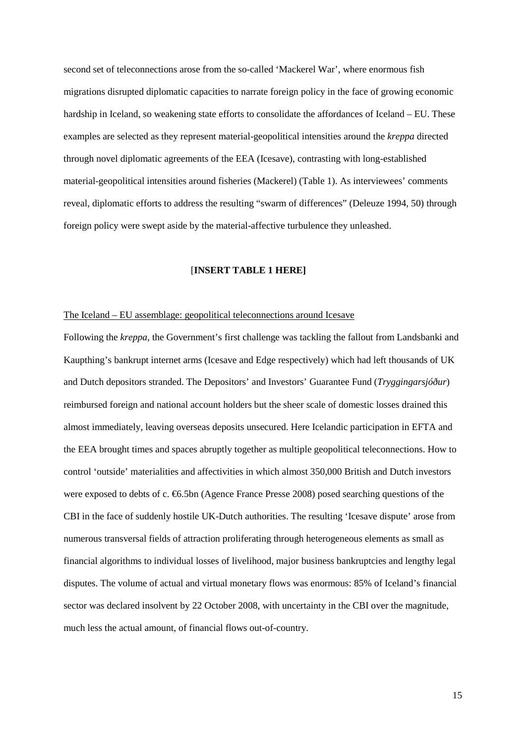second set of teleconnections arose from the so-called 'Mackerel War', where enormous fish migrations disrupted diplomatic capacities to narrate foreign policy in the face of growing economic hardship in Iceland, so weakening state efforts to consolidate the affordances of Iceland – EU. These examples are selected as they represent material-geopolitical intensities around the *kreppa* directed through novel diplomatic agreements of the EEA (Icesave), contrasting with long-established material-geopolitical intensities around fisheries (Mackerel) (Table 1). As interviewees' comments reveal, diplomatic efforts to address the resulting "swarm of differences" (Deleuze 1994, 50) through foreign policy were swept aside by the material-affective turbulence they unleashed.

[**INSERT TABLE 1 HERE]**

<u>The Iceland – EU assemblage: geopolitical teleconnections around Icesave</u>

Following the *kreppa*, the Government's first challenge was tackling the fallout from Landsbanki and Kaupthing's bankrupt internet arms (Icesave and Edge respectively) which had left thousands of UK and Dutch depositors stranded. The Depositors' and Investors' Guarantee Fund (*Tryggingarsjóður*) reimbursed foreign and national account holders but the sheer scale of domestic losses drained this almost immediately, leaving overseas deposits unsecured. Here Icelandic participation in EFTA and the EEA brought times and spaces abruptly together as multiple geopolitical teleconnections. How to control 'outside' materialities and affectivities in which almost 350,000 British and Dutch investors were exposed to debts of c. €6.5bn (Agence France Presse 2008) posed searching questions of the CBI in the face of suddenly hostile UK-Dutch authorities. The resulting 'Icesave dispute' arose from numerous transversal fields of attraction proliferating through heterogeneous elements as small as financial algorithms to individual losses of livelihood, major business bankruptcies and lengthy legal disputes. The volume of actual and virtual monetary flows was enormous: 85% of Iceland's financial sector was declared insolvent by 22 October 2008, with uncertainty in the CBI over the magnitude, much less the actual amount, of financial flows out-of-country.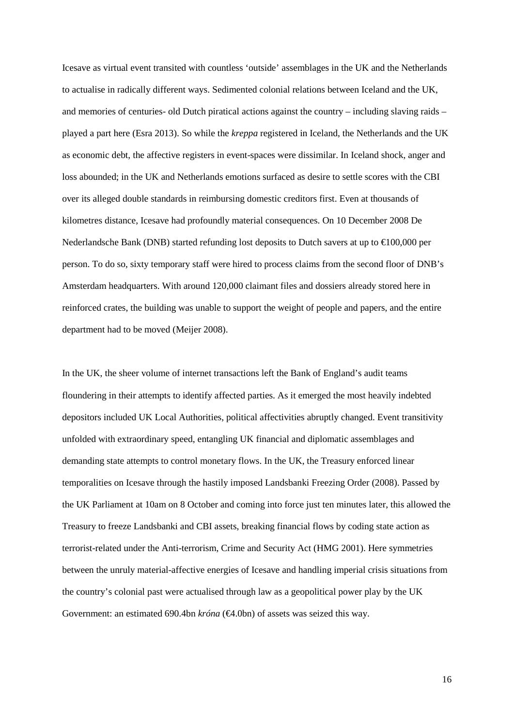Icesave as virtual event transited with countless 'outside' assemblages in the UK and the Netherlands to actualise in radically different ways. Sedimented colonial relations between Iceland and the UK, and memories of centuries- old Dutch piratical actions against the country – including slaving raids – played a part here (Esra 2013). So while the *kreppa* registered in Iceland, the Netherlands and the UK as economic debt, the affective registers in event-spaces were dissimilar. In Iceland shock, anger and loss abounded; in the UK and Netherlands emotions surfaced as desire to settle scores with the CBI over its alleged double standards in reimbursing domestic creditors first. Even at thousands of kilometres distance, Icesave had profoundly material consequences. On 10 December 2008 De Nederlandsche Bank (DNB) started refunding lost deposits to Dutch savers at up to €100,000 per person. To do so, sixty temporary staff were hired to process claims from the second floor of DNB's Amsterdam headquarters. With around 120,000 claimant files and dossiers already stored here in reinforced crates, the building was unable to support the weight of people and papers, and the entire department had to be moved (Meijer 2008).

In the UK, the sheer volume of internet transactions left the Bank of England's audit teams floundering in their attempts to identify affected parties. As it emerged the most heavily indebted depositors included UK Local Authorities, political affectivities abruptly changed. Event transitivity unfolded with extraordinary speed, entangling UK financial and diplomatic assemblages and demanding state attempts to control monetary flows. In the UK, the Treasury enforced linear temporalities on Icesave through the hastily imposed Landsbanki Freezing Order (2008). Passed by the UK Parliament at 10am on 8 October and coming into force just ten minutes later, this allowed the Treasury to freeze Landsbanki and CBI assets, breaking financial flows by coding state action as terrorist-related under the Anti-terrorism, Crime and Security Act (HMG 2001). Here symmetries between the unruly material-affective energies of Icesave and handling imperial crisis situations from the country's colonial past were actualised through law as a geopolitical power play by the UK Government: an estimated 690.4bn *króna* (€4.0bn) of assets was seized this way.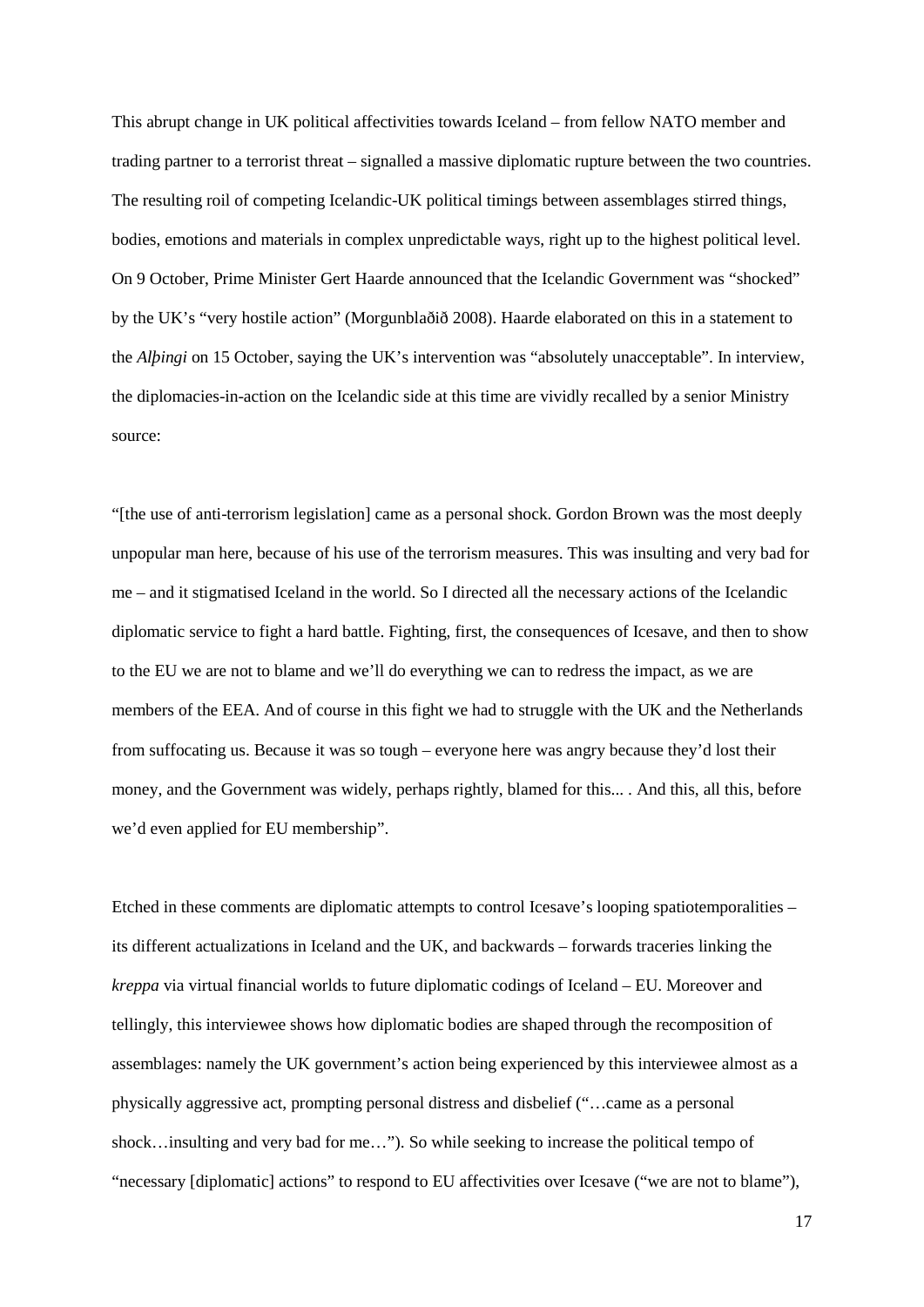This abrupt change in UK political affectivities towards Iceland – from fellow NATO member and trading partner to a terrorist threat – signalled a massive diplomatic rupture between the two countries. The resulting roil of competing Icelandic-UK political timings between assemblages stirred things, bodies, emotions and materials in complex unpredictable ways, right up to the highest political level. On 9 October, Prime Minister Gert Haarde announced that the Icelandic Government was "shocked" by the UK's "very hostile action" (Morgunblaðið 2008). Haarde elaborated on this in a statement to the *Alþingi* on 15 October, saying the UK's intervention was "absolutely unacceptable". In interview, the diplomacies-in-action on the Icelandic side at this time are vividly recalled by a senior Ministry source:

"[the use of anti-terrorism legislation] came as a personal shock. Gordon Brown was the most deeply unpopular man here, because of his use of the terrorism measures. This was insulting and very bad for me – and it stigmatised Iceland in the world. So I directed all the necessary actions of the Icelandic diplomatic service to fight a hard battle. Fighting, first, the consequences of Icesave, and then to show to the EU we are not to blame and we'll do everything we can to redress the impact, as we are members of the EEA. And of course in this fight we had to struggle with the UK and the Netherlands from suffocating us. Because it was so tough – everyone here was angry because they'd lost their money, and the Government was widely, perhaps rightly, blamed for this... . And this, all this, before we'd even applied for EU membership".

Etched in these comments are diplomatic attempts to control Icesave's looping spatiotemporalities – its different actualizations in Iceland and the UK, and backwards – forwards traceries linking the *kreppa* via virtual financial worlds to future diplomatic codings of Iceland – EU. Moreover and tellingly, this interviewee shows how diplomatic bodies are shaped through the recomposition of assemblages: namely the UK government's action being experienced by this interviewee almost as a physically aggressive act, prompting personal distress and disbelief ("…came as a personal shock…insulting and very bad for me…"). So while seeking to increase the political tempo of "necessary [diplomatic] actions" to respond to EU affectivities over Icesave ("we are not to blame"),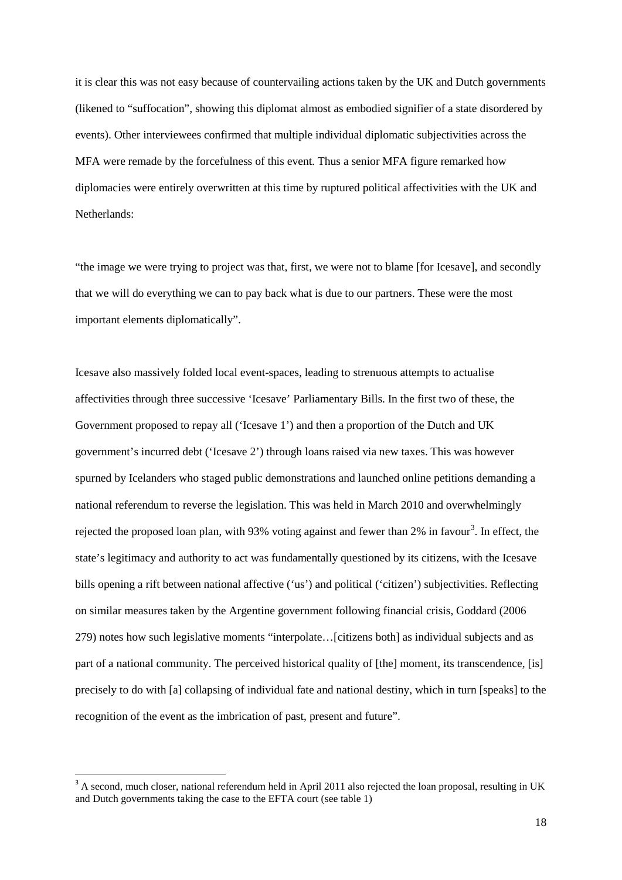it is clear this was not easy because of countervailing actions taken by the UK and Dutch governments (likened to "suffocation", showing this diplomat almost as embodied signifier of a state disordered by events). Other interviewees confirmed that multiple individual diplomatic subjectivities across the MFA were remade by the forcefulness of this event. Thus a senior MFA figure remarked how diplomacies were entirely overwritten at this time by ruptured political affectivities with the UK and Netherlands:

"the image we were trying to project was that, first, we were not to blame [for Icesave], and secondly that we will do everything we can to pay back what is due to our partners. These were the most important elements diplomatically".

Icesave also massively folded local event-spaces, leading to strenuous attempts to actualise affectivities through three successive 'Icesave' Parliamentary Bills. In the first two of these, the Government proposed to repay all ('Icesave 1') and then a proportion of the Dutch and UK government's incurred debt ('Icesave 2') through loans raised via new taxes. This was however spurned by Icelanders who staged public demonstrations and launched online petitions demanding a national referendum to reverse the legislation. This was held in March 2010 and overwhelmingly rejected the proposed loan plan, with 93% voting against and fewer than 2% in favour[3]. In effect, the state's legitimacy and authority to act was fundamentally questioned by its citizens, with the Icesave bills opening a rift between national affective ('us') and political ('citizen') subjectivities. Reflecting on similar measures taken by the Argentine government following financial crisis, Goddard (2006 279) notes how such legislative moments "interpolate…[citizens both] as individual subjects and as part of a national community. The perceived historical quality of [the] moment, its transcendence, [is] precisely to do with [a] collapsing of individual fate and national destiny, which in turn [speaks] to the recognition of the event as the imbrication of past, present and future".

[3] A second, much closer, national referendum held in April 2011 also rejected the loan proposal, resulting in UK and Dutch governments taking the case to the EFTA court (see table 1)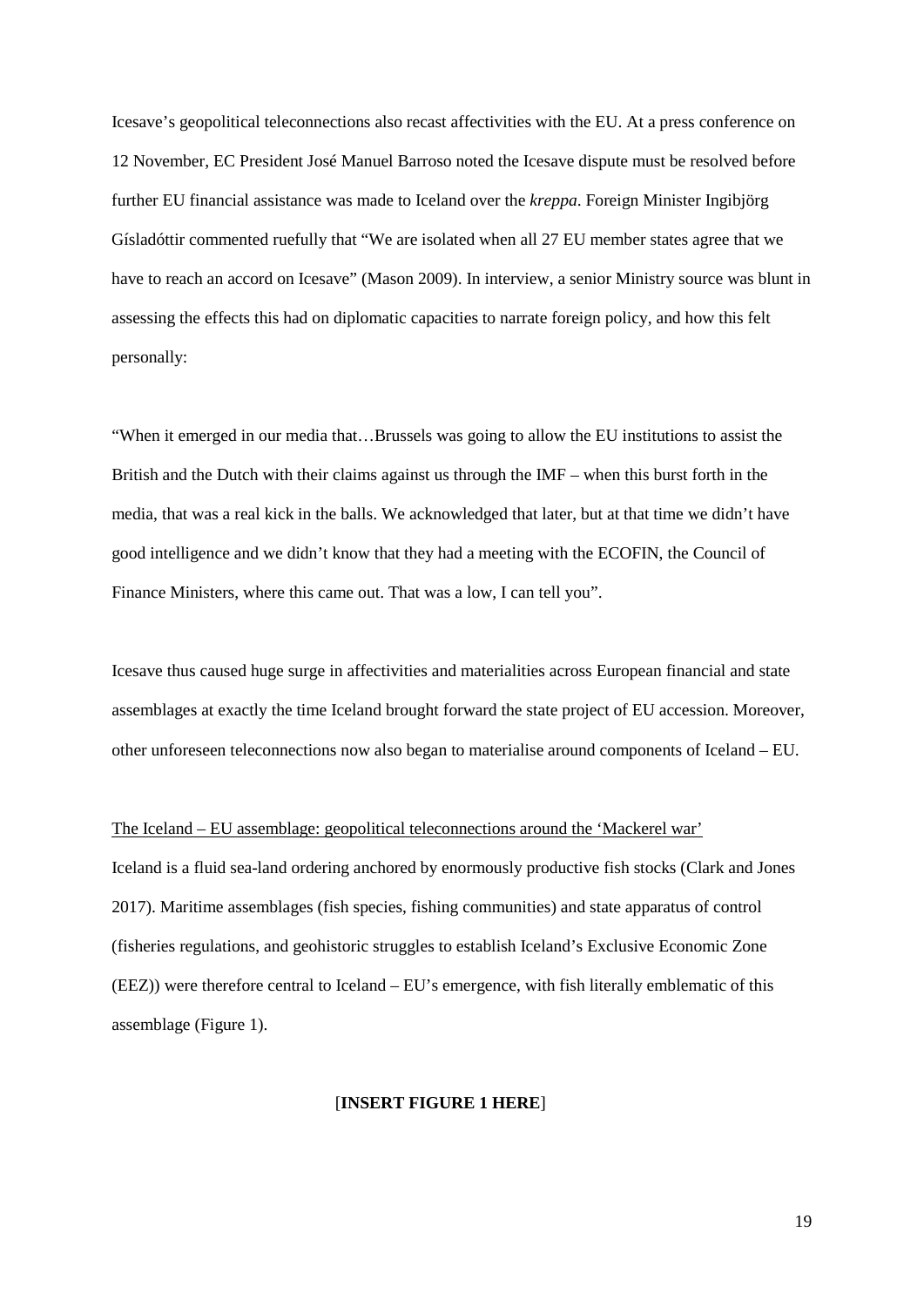Icesave's geopolitical teleconnections also recast affectivities with the EU. At a press conference on 12 November, EC President José Manuel Barroso noted the Icesave dispute must be resolved before further EU financial assistance was made to Iceland over the *kreppa*. Foreign Minister Ingibjörg Gísladóttir commented ruefully that "We are isolated when all 27 EU member states agree that we have to reach an accord on Icesave" (Mason 2009). In interview, a senior Ministry source was blunt in assessing the effects this had on diplomatic capacities to narrate foreign policy, and how this felt personally:

"When it emerged in our media that…Brussels was going to allow the EU institutions to assist the British and the Dutch with their claims against us through the IMF – when this burst forth in the media, that was a real kick in the balls. We acknowledged that later, but at that time we didn't have good intelligence and we didn't know that they had a meeting with the ECOFIN, the Council of Finance Ministers, where this came out. That was a low, I can tell you".

Icesave thus caused huge surge in affectivities and materialities across European financial and state assemblages at exactly the time Iceland brought forward the state project of EU accession. Moreover, other unforeseen teleconnections now also began to materialise around components of Iceland – EU.

<u>The Iceland – EU assemblage: geopolitical teleconnections around the 'Mackerel war'</u>

Iceland is a fluid sea-land ordering anchored by enormously productive fish stocks (Clark and Jones 2017). Maritime assemblages (fish species, fishing communities) and state apparatus of control (fisheries regulations, and geohistoric struggles to establish Iceland's Exclusive Economic Zone (EEZ)) were therefore central to Iceland – EU's emergence, with fish literally emblematic of this assemblage (Figure 1).

[**INSERT FIGURE 1 HERE**]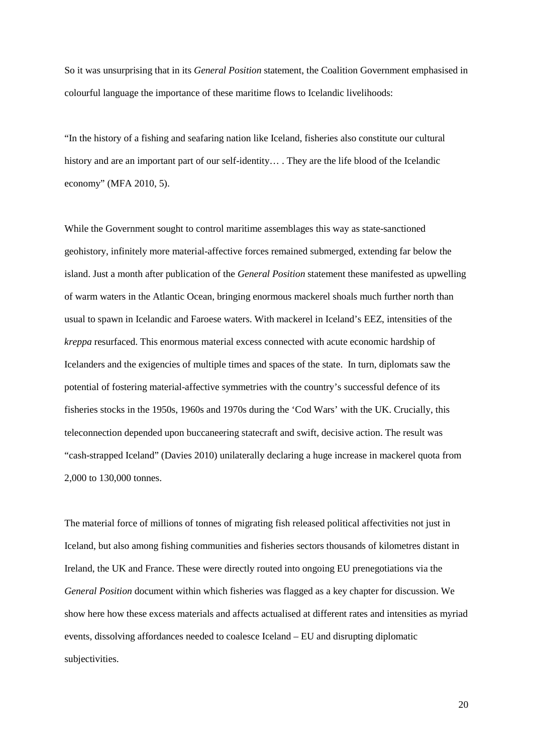So it was unsurprising that in its *General Position* statement, the Coalition Government emphasised in colourful language the importance of these maritime flows to Icelandic livelihoods:

"In the history of a fishing and seafaring nation like Iceland, fisheries also constitute our cultural history and are an important part of our self-identity… . They are the life blood of the Icelandic economy" (MFA 2010, 5).

While the Government sought to control maritime assemblages this way as state-sanctioned geohistory, infinitely more material-affective forces remained submerged, extending far below the island. Just a month after publication of the *General Position* statement these manifested as upwelling of warm waters in the Atlantic Ocean, bringing enormous mackerel shoals much further north than usual to spawn in Icelandic and Faroese waters. With mackerel in Iceland's EEZ, intensities of the *kreppa* resurfaced. This enormous material excess connected with acute economic hardship of Icelanders and the exigencies of multiple times and spaces of the state. In turn, diplomats saw the potential of fostering material-affective symmetries with the country's successful defence of its fisheries stocks in the 1950s, 1960s and 1970s during the 'Cod Wars' with the UK. Crucially, this teleconnection depended upon buccaneering statecraft and swift, decisive action. The result was "cash-strapped Iceland" (Davies 2010) unilaterally declaring a huge increase in mackerel quota from 2,000 to 130,000 tonnes.

The material force of millions of tonnes of migrating fish released political affectivities not just in Iceland, but also among fishing communities and fisheries sectors thousands of kilometres distant in Ireland, the UK and France. These were directly routed into ongoing EU prenegotiations via the *General Position* document within which fisheries was flagged as a key chapter for discussion. We show here how these excess materials and affects actualised at different rates and intensities as myriad events, dissolving affordances needed to coalesce Iceland – EU and disrupting diplomatic subjectivities.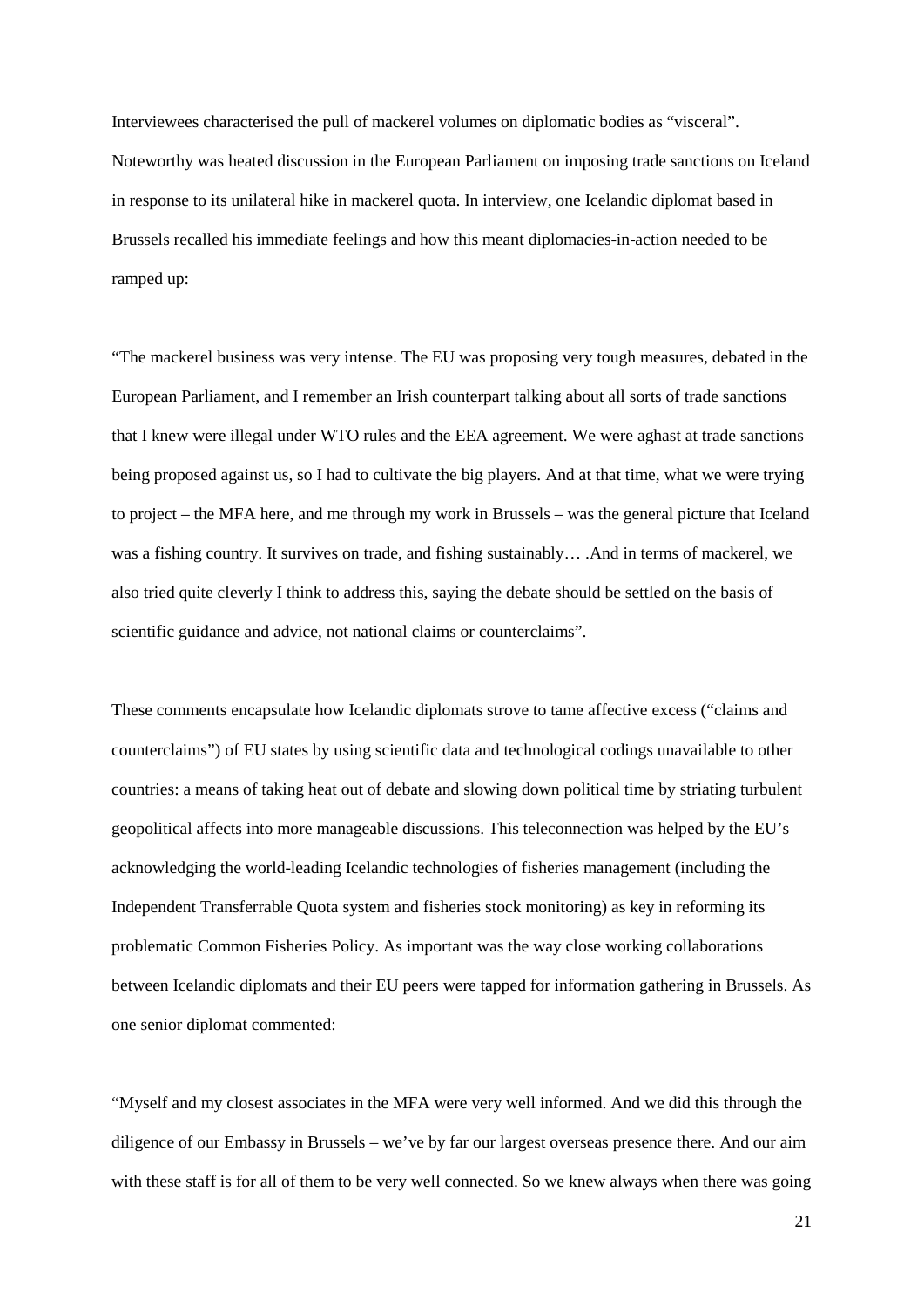Interviewees characterised the pull of mackerel volumes on diplomatic bodies as "visceral". Noteworthy was heated discussion in the European Parliament on imposing trade sanctions on Iceland in response to its unilateral hike in mackerel quota. In interview, one Icelandic diplomat based in Brussels recalled his immediate feelings and how this meant diplomacies-in-action needed to be ramped up:

"The mackerel business was very intense. The EU was proposing very tough measures, debated in the European Parliament, and I remember an Irish counterpart talking about all sorts of trade sanctions that I knew were illegal under WTO rules and the EEA agreement. We were aghast at trade sanctions being proposed against us, so I had to cultivate the big players. And at that time, what we were trying to project – the MFA here, and me through my work in Brussels – was the general picture that Iceland was a fishing country. It survives on trade, and fishing sustainably… .And in terms of mackerel, we also tried quite cleverly I think to address this, saying the debate should be settled on the basis of scientific guidance and advice, not national claims or counterclaims".

These comments encapsulate how Icelandic diplomats strove to tame affective excess ("claims and counterclaims") of EU states by using scientific data and technological codings unavailable to other countries: a means of taking heat out of debate and slowing down political time by striating turbulent geopolitical affects into more manageable discussions. This teleconnection was helped by the EU's acknowledging the world-leading Icelandic technologies of fisheries management (including the Independent Transferrable Quota system and fisheries stock monitoring) as key in reforming its problematic Common Fisheries Policy. As important was the way close working collaborations between Icelandic diplomats and their EU peers were tapped for information gathering in Brussels. As one senior diplomat commented:

"Myself and my closest associates in the MFA were very well informed. And we did this through the diligence of our Embassy in Brussels – we've by far our largest overseas presence there. And our aim with these staff is for all of them to be very well connected. So we knew always when there was going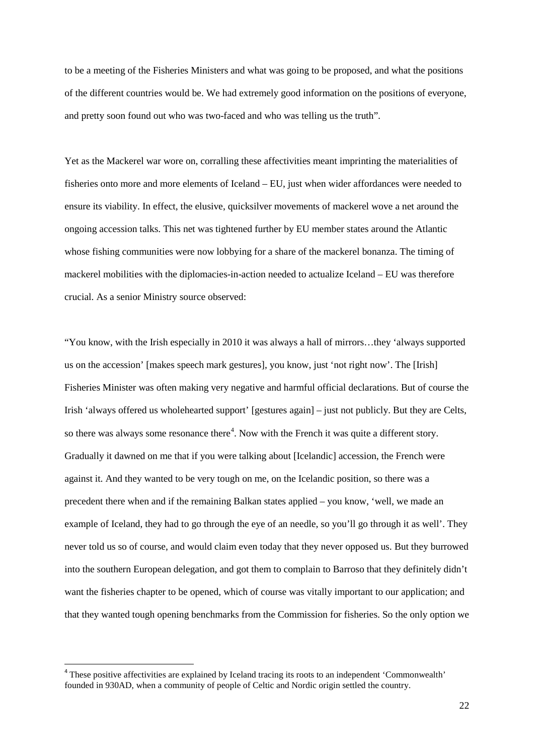to be a meeting of the Fisheries Ministers and what was going to be proposed, and what the positions of the different countries would be. We had extremely good information on the positions of everyone, and pretty soon found out who was two-faced and who was telling us the truth".

Yet as the Mackerel war wore on, corralling these affectivities meant imprinting the materialities of fisheries onto more and more elements of Iceland – EU, just when wider affordances were needed to ensure its viability. In effect, the elusive, quicksilver movements of mackerel wove a net around the ongoing accession talks. This net was tightened further by EU member states around the Atlantic whose fishing communities were now lobbying for a share of the mackerel bonanza. The timing of mackerel mobilities with the diplomacies-in-action needed to actualize Iceland – EU was therefore crucial. As a senior Ministry source observed:

"You know, with the Irish especially in 2010 it was always a hall of mirrors…they 'always supported us on the accession' [makes speech mark gestures], you know, just 'not right now'. The [Irish] Fisheries Minister was often making very negative and harmful official declarations. But of course the Irish 'always offered us wholehearted support' [gestures again] – just not publicly. But they are Celts, so there was always some resonance there[4]. Now with the French it was quite a different story. Gradually it dawned on me that if you were talking about [Icelandic] accession, the French were against it. And they wanted to be very tough on me, on the Icelandic position, so there was a precedent there when and if the remaining Balkan states applied – you know, 'well, we made an example of Iceland, they had to go through the eye of an needle, so you'll go through it as well'. They never told us so of course, and would claim even today that they never opposed us. But they burrowed into the southern European delegation, and got them to complain to Barroso that they definitely didn't want the fisheries chapter to be opened, which of course was vitally important to our application; and that they wanted tough opening benchmarks from the Commission for fisheries. So the only option we

[4] These positive affectivities are explained by Iceland tracing its roots to an independent 'Commonwealth' founded in 930AD, when a community of people of Celtic and Nordic origin settled the country.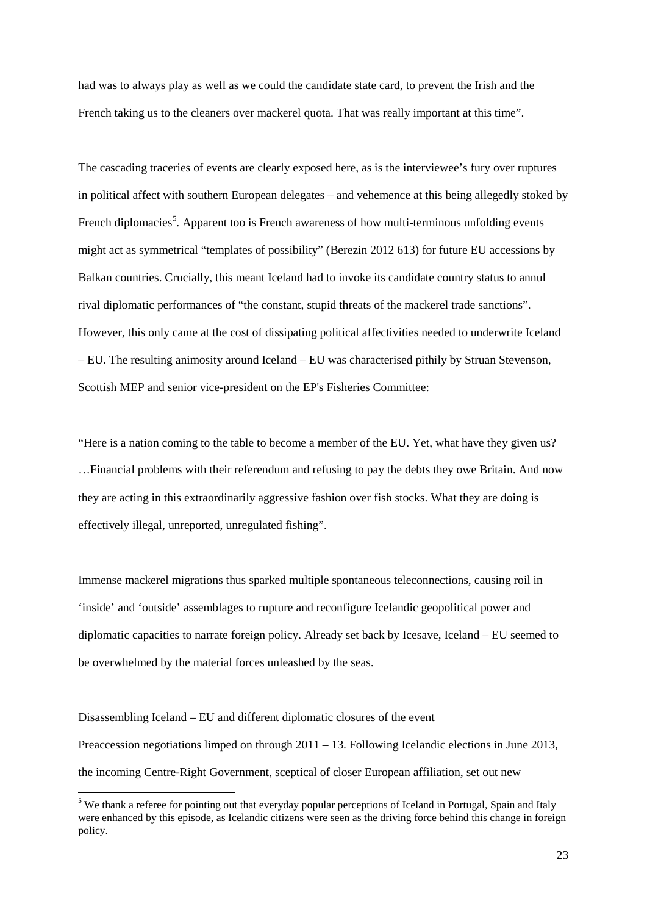had was to always play as well as we could the candidate state card, to prevent the Irish and the French taking us to the cleaners over mackerel quota. That was really important at this time".

The cascading traceries of events are clearly exposed here, as is the interviewee's fury over ruptures in political affect with southern European delegates – and vehemence at this being allegedly stoked by French diplomacies[5]. Apparent too is French awareness of how multi-terminous unfolding events might act as symmetrical "templates of possibility" (Berezin 2012 613) for future EU accessions by Balkan countries. Crucially, this meant Iceland had to invoke its candidate country status to annul rival diplomatic performances of "the constant, stupid threats of the mackerel trade sanctions". However, this only came at the cost of dissipating political affectivities needed to underwrite Iceland – EU. The resulting animosity around Iceland – EU was characterised pithily by Struan Stevenson, Scottish MEP and senior vice-president on the EP's Fisheries Committee:

"Here is a nation coming to the table to become a member of the EU. Yet, what have they given us? …Financial problems with their referendum and refusing to pay the debts they owe Britain. And now they are acting in this extraordinarily aggressive fashion over fish stocks. What they are doing is effectively illegal, unreported, unregulated fishing".

Immense mackerel migrations thus sparked multiple spontaneous teleconnections, causing roil in 'inside' and 'outside' assemblages to rupture and reconfigure Icelandic geopolitical power and diplomatic capacities to narrate foreign policy. Already set back by Icesave, Iceland – EU seemed to be overwhelmed by the material forces unleashed by the seas.

<u>Disassembling Iceland – EU and different diplomatic closures of the event</u>

Preaccession negotiations limped on through 2011 – 13. Following Icelandic elections in June 2013, the incoming Centre-Right Government, sceptical of closer European affiliation, set out new

[5] We thank a referee for pointing out that everyday popular perceptions of Iceland in Portugal, Spain and Italy were enhanced by this episode, as Icelandic citizens were seen as the driving force behind this change in foreign policy.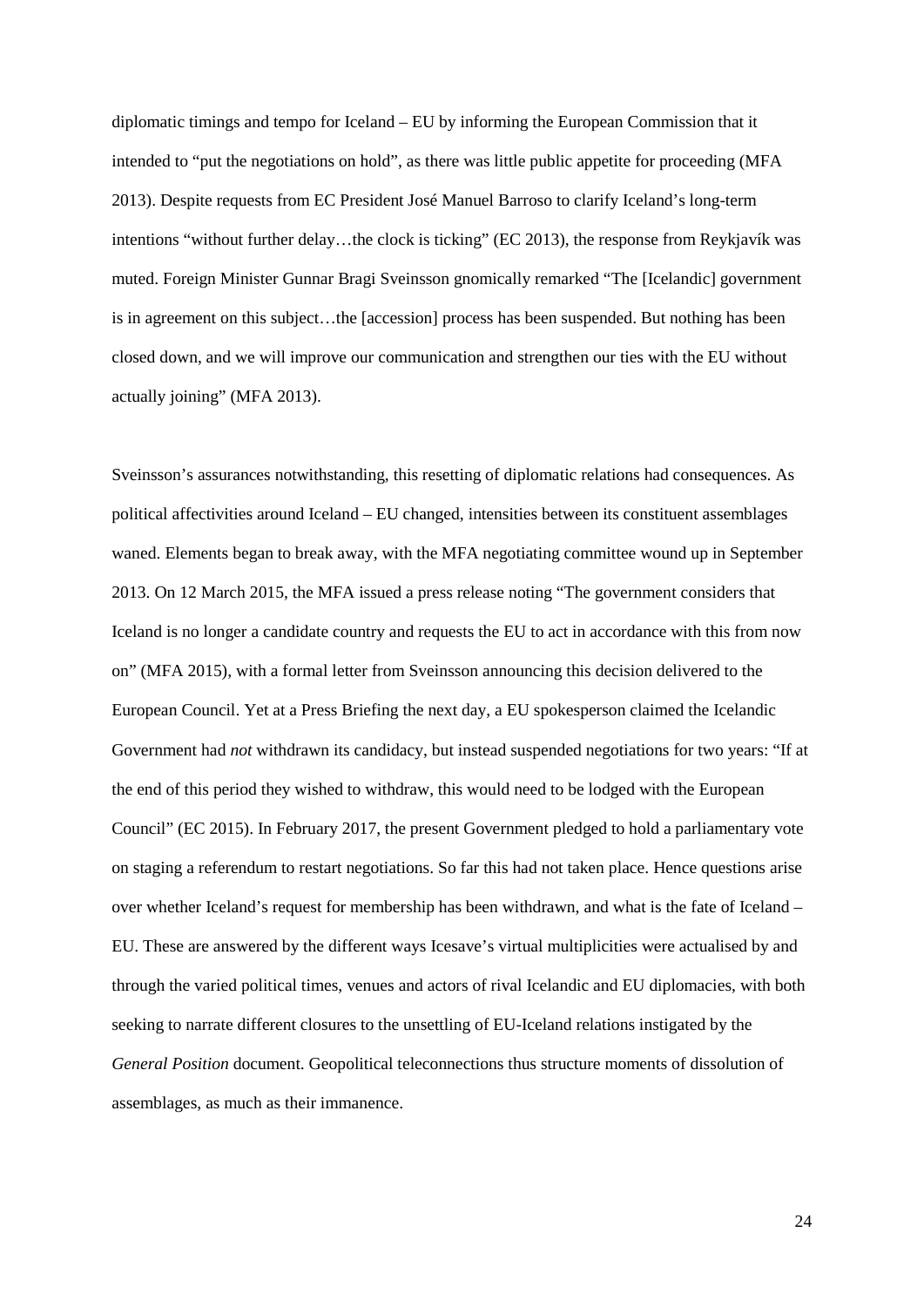diplomatic timings and tempo for Iceland – EU by informing the European Commission that it intended to "put the negotiations on hold", as there was little public appetite for proceeding (MFA 2013). Despite requests from EC President José Manuel Barroso to clarify Iceland's long-term intentions "without further delay…the clock is ticking" (EC 2013), the response from Reykjavík was muted. Foreign Minister Gunnar Bragi Sveinsson gnomically remarked "The [Icelandic] government is in agreement on this subject…the [accession] process has been suspended. But nothing has been closed down, and we will improve our communication and strengthen our ties with the EU without actually joining" (MFA 2013).

Sveinsson's assurances notwithstanding, this resetting of diplomatic relations had consequences. As political affectivities around Iceland – EU changed, intensities between its constituent assemblages waned. Elements began to break away, with the MFA negotiating committee wound up in September 2013. On 12 March 2015, the MFA issued a press release noting "The government considers that Iceland is no longer a candidate country and requests the EU to act in accordance with this from now on" (MFA 2015), with a formal letter from Sveinsson announcing this decision delivered to the European Council. Yet at a Press Briefing the next day, a EU spokesperson claimed the Icelandic Government had *not* withdrawn its candidacy, but instead suspended negotiations for two years: "If at the end of this period they wished to withdraw, this would need to be lodged with the European Council" (EC 2015). In February 2017, the present Government pledged to hold a parliamentary vote on staging a referendum to restart negotiations. So far this had not taken place. Hence questions arise over whether Iceland's request for membership has been withdrawn, and what is the fate of Iceland – EU. These are answered by the different ways Icesave's virtual multiplicities were actualised by and through the varied political times, venues and actors of rival Icelandic and EU diplomacies, with both seeking to narrate different closures to the unsettling of EU-Iceland relations instigated by the *General Position* document. Geopolitical teleconnections thus structure moments of dissolution of assemblages, as much as their immanence.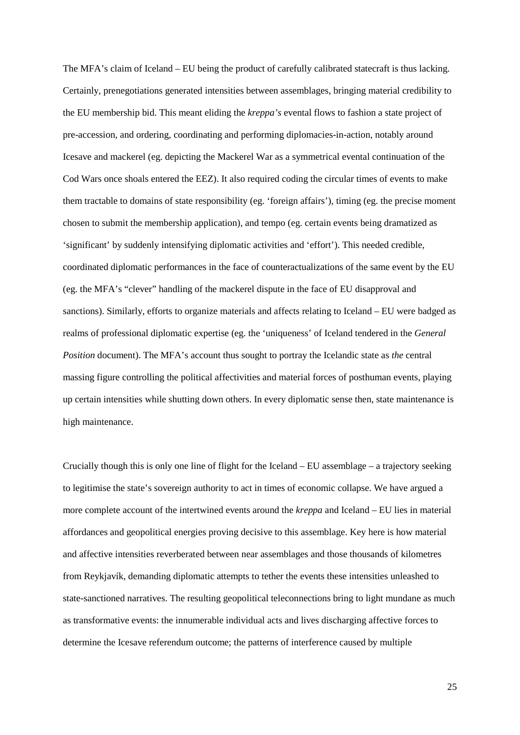The MFA's claim of Iceland – EU being the product of carefully calibrated statecraft is thus lacking. Certainly, prenegotiations generated intensities between assemblages, bringing material credibility to the EU membership bid. This meant eliding the *kreppa's* evental flows to fashion a state project of pre-accession, and ordering, coordinating and performing diplomacies-in-action, notably around Icesave and mackerel (eg. depicting the Mackerel War as a symmetrical evental continuation of the Cod Wars once shoals entered the EEZ). It also required coding the circular times of events to make them tractable to domains of state responsibility (eg. 'foreign affairs'), timing (eg. the precise moment chosen to submit the membership application), and tempo (eg. certain events being dramatized as 'significant' by suddenly intensifying diplomatic activities and 'effort'). This needed credible, coordinated diplomatic performances in the face of counteractualizations of the same event by the EU (eg. the MFA's "clever" handling of the mackerel dispute in the face of EU disapproval and sanctions). Similarly, efforts to organize materials and affects relating to Iceland – EU were badged as realms of professional diplomatic expertise (eg. the 'uniqueness' of Iceland tendered in the *General Position* document). The MFA's account thus sought to portray the Icelandic state as *the* central massing figure controlling the political affectivities and material forces of posthuman events, playing up certain intensities while shutting down others. In every diplomatic sense then, state maintenance is high maintenance.

Crucially though this is only one line of flight for the Iceland – EU assemblage – a trajectory seeking to legitimise the state's sovereign authority to act in times of economic collapse. We have argued a more complete account of the intertwined events around the *kreppa* and Iceland – EU lies in material affordances and geopolitical energies proving decisive to this assemblage. Key here is how material and affective intensities reverberated between near assemblages and those thousands of kilometres from Reykjavík, demanding diplomatic attempts to tether the events these intensities unleashed to state-sanctioned narratives. The resulting geopolitical teleconnections bring to light mundane as much as transformative events: the innumerable individual acts and lives discharging affective forces to determine the Icesave referendum outcome; the patterns of interference caused by multiple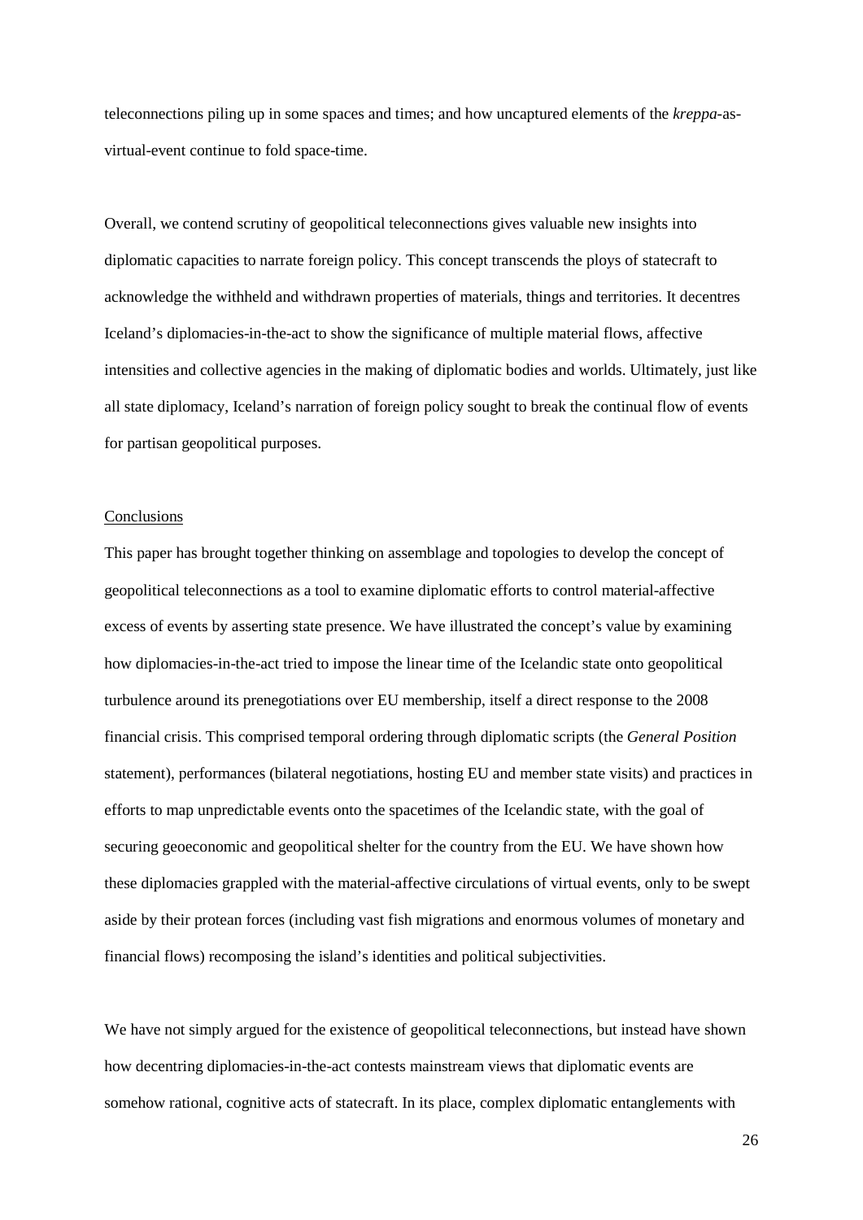teleconnections piling up in some spaces and times; and how uncaptured elements of the *kreppa*-as-virtual-event continue to fold space-time.

Overall, we contend scrutiny of geopolitical teleconnections gives valuable new insights into diplomatic capacities to narrate foreign policy. This concept transcends the ploys of statecraft to acknowledge the withheld and withdrawn properties of materials, things and territories. It decentres Iceland's diplomacies-in-the-act to show the significance of multiple material flows, affective intensities and collective agencies in the making of diplomatic bodies and worlds. Ultimately, just like all state diplomacy, Iceland's narration of foreign policy sought to break the continual flow of events for partisan geopolitical purposes.

## Conclusions

This paper has brought together thinking on assemblage and topologies to develop the concept of geopolitical teleconnections as a tool to examine diplomatic efforts to control material-affective excess of events by asserting state presence. We have illustrated the concept's value by examining how diplomacies-in-the-act tried to impose the linear time of the Icelandic state onto geopolitical turbulence around its prenegotiations over EU membership, itself a direct response to the 2008 financial crisis. This comprised temporal ordering through diplomatic scripts (the *General Position* statement), performances (bilateral negotiations, hosting EU and member state visits) and practices in efforts to map unpredictable events onto the spacetimes of the Icelandic state, with the goal of securing geoeconomic and geopolitical shelter for the country from the EU. We have shown how these diplomacies grappled with the material-affective circulations of virtual events, only to be swept aside by their protean forces (including vast fish migrations and enormous volumes of monetary and financial flows) recomposing the island's identities and political subjectivities.

We have not simply argued for the existence of geopolitical teleconnections, but instead have shown how decentring diplomacies-in-the-act contests mainstream views that diplomatic events are somehow rational, cognitive acts of statecraft. In its place, complex diplomatic entanglements with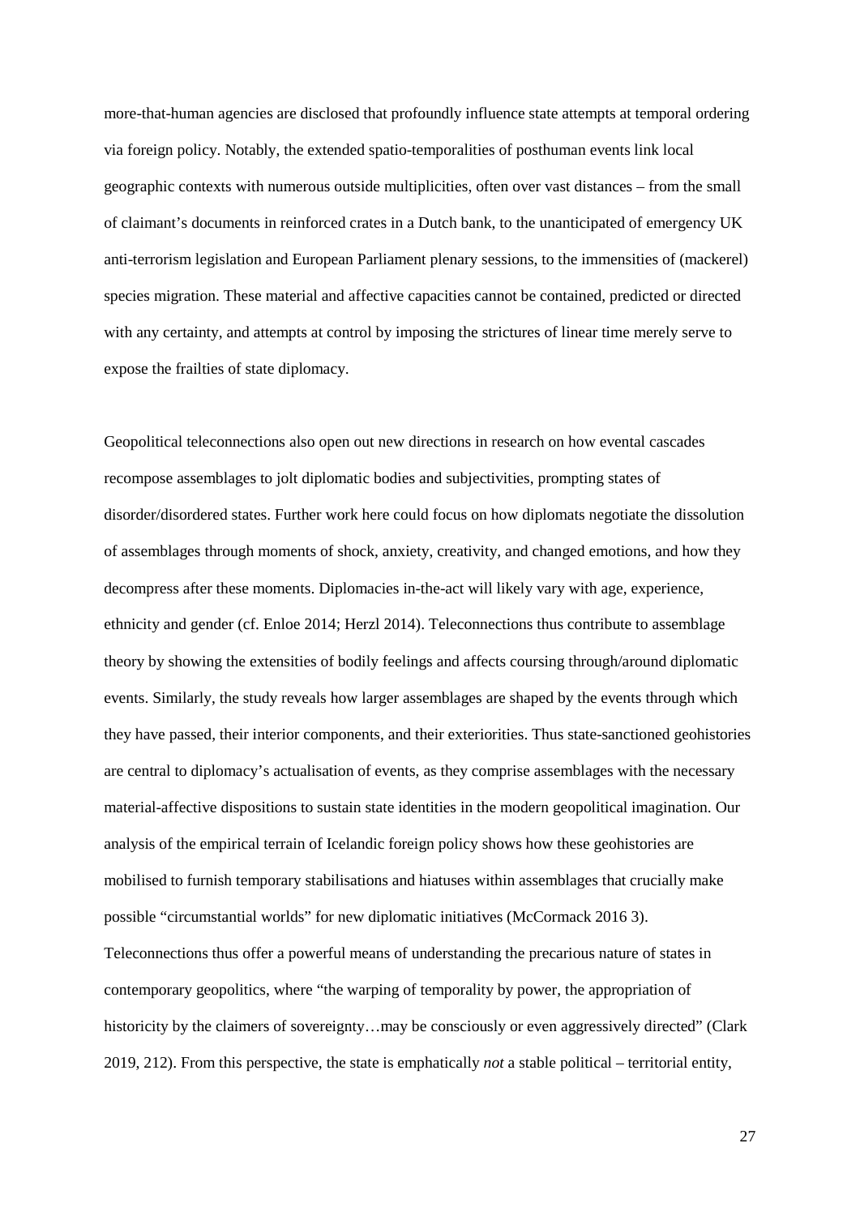more-that-human agencies are disclosed that profoundly influence state attempts at temporal ordering via foreign policy. Notably, the extended spatio-temporalities of posthuman events link local geographic contexts with numerous outside multiplicities, often over vast distances – from the small of claimant's documents in reinforced crates in a Dutch bank, to the unanticipated of emergency UK anti-terrorism legislation and European Parliament plenary sessions, to the immensities of (mackerel) species migration. These material and affective capacities cannot be contained, predicted or directed with any certainty, and attempts at control by imposing the strictures of linear time merely serve to expose the frailties of state diplomacy.

Geopolitical teleconnections also open out new directions in research on how evental cascades recompose assemblages to jolt diplomatic bodies and subjectivities, prompting states of disorder/disordered states. Further work here could focus on how diplomats negotiate the dissolution of assemblages through moments of shock, anxiety, creativity, and changed emotions, and how they decompress after these moments. Diplomacies in-the-act will likely vary with age, experience, ethnicity and gender (cf. Enloe 2014; Herzl 2014). Teleconnections thus contribute to assemblage theory by showing the extensities of bodily feelings and affects coursing through/around diplomatic events. Similarly, the study reveals how larger assemblages are shaped by the events through which they have passed, their interior components, and their exteriorities. Thus state-sanctioned geohistories are central to diplomacy's actualisation of events, as they comprise assemblages with the necessary material-affective dispositions to sustain state identities in the modern geopolitical imagination. Our analysis of the empirical terrain of Icelandic foreign policy shows how these geohistories are mobilised to furnish temporary stabilisations and hiatuses within assemblages that crucially make possible "circumstantial worlds" for new diplomatic initiatives (McCormack 2016 3). Teleconnections thus offer a powerful means of understanding the precarious nature of states in contemporary geopolitics, where "the warping of temporality by power, the appropriation of historicity by the claimers of sovereignty…may be consciously or even aggressively directed" (Clark 2019, 212). From this perspective, the state is emphatically *not* a stable political – territorial entity,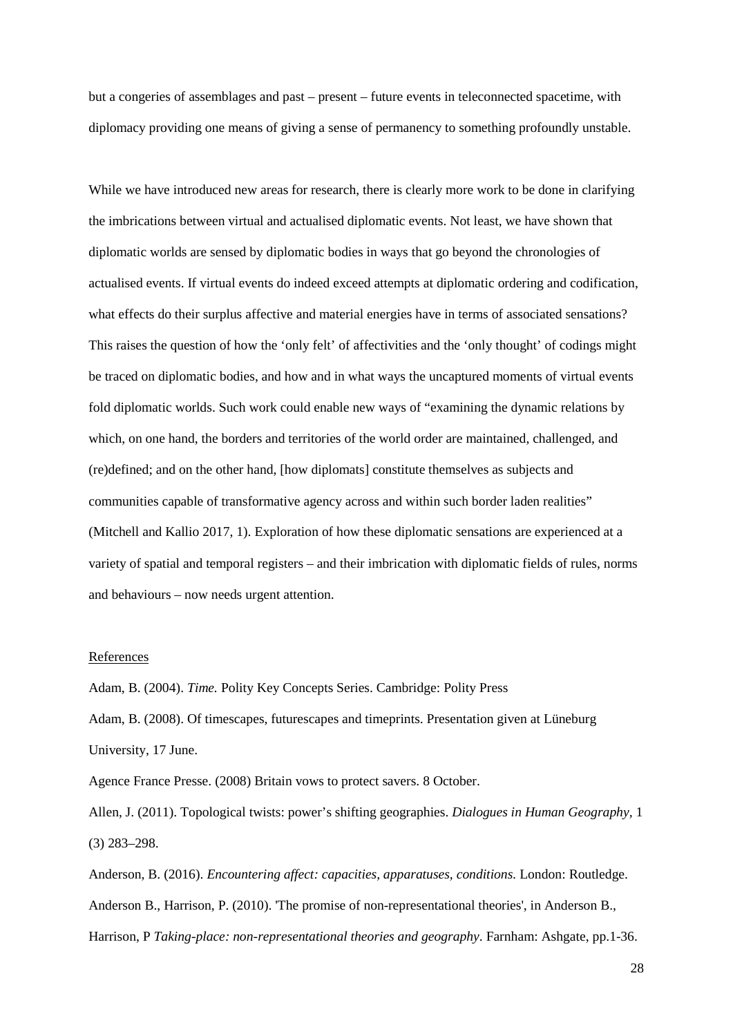but a congeries of assemblages and past – present – future events in teleconnected spacetime, with diplomacy providing one means of giving a sense of permanency to something profoundly unstable.

While we have introduced new areas for research, there is clearly more work to be done in clarifying the imbrications between virtual and actualised diplomatic events. Not least, we have shown that diplomatic worlds are sensed by diplomatic bodies in ways that go beyond the chronologies of actualised events. If virtual events do indeed exceed attempts at diplomatic ordering and codification, what effects do their surplus affective and material energies have in terms of associated sensations? This raises the question of how the 'only felt' of affectivities and the 'only thought' of codings might be traced on diplomatic bodies, and how and in what ways the uncaptured moments of virtual events fold diplomatic worlds. Such work could enable new ways of "examining the dynamic relations by which, on one hand, the borders and territories of the world order are maintained, challenged, and (re)defined; and on the other hand, [how diplomats] constitute themselves as subjects and communities capable of transformative agency across and within such border laden realities" (Mitchell and Kallio 2017, 1). Exploration of how these diplomatic sensations are experienced at a variety of spatial and temporal registers – and their imbrication with diplomatic fields of rules, norms and behaviours – now needs urgent attention.

## References

Adam, B. (2004). *Time.* Polity Key Concepts Series. Cambridge: Polity Press

Adam, B. (2008). Of timescapes, futurescapes and timeprints. Presentation given at Lüneburg University, 17 June.

Agence France Presse. (2008) Britain vows to protect savers. 8 October.

Allen, J. (2011). Topological twists: power's shifting geographies. *Dialogues in Human Geography*, 1 (3) 283–298.

Anderson, B. (2016). *Encountering affect: capacities, apparatuses, conditions.* London: Routledge.

Anderson B., Harrison, P. (2010). 'The promise of non-representational theories', in Anderson B., Harrison, P *Taking-place: non-representational theories and geography*. Farnham: Ashgate, pp.1-36.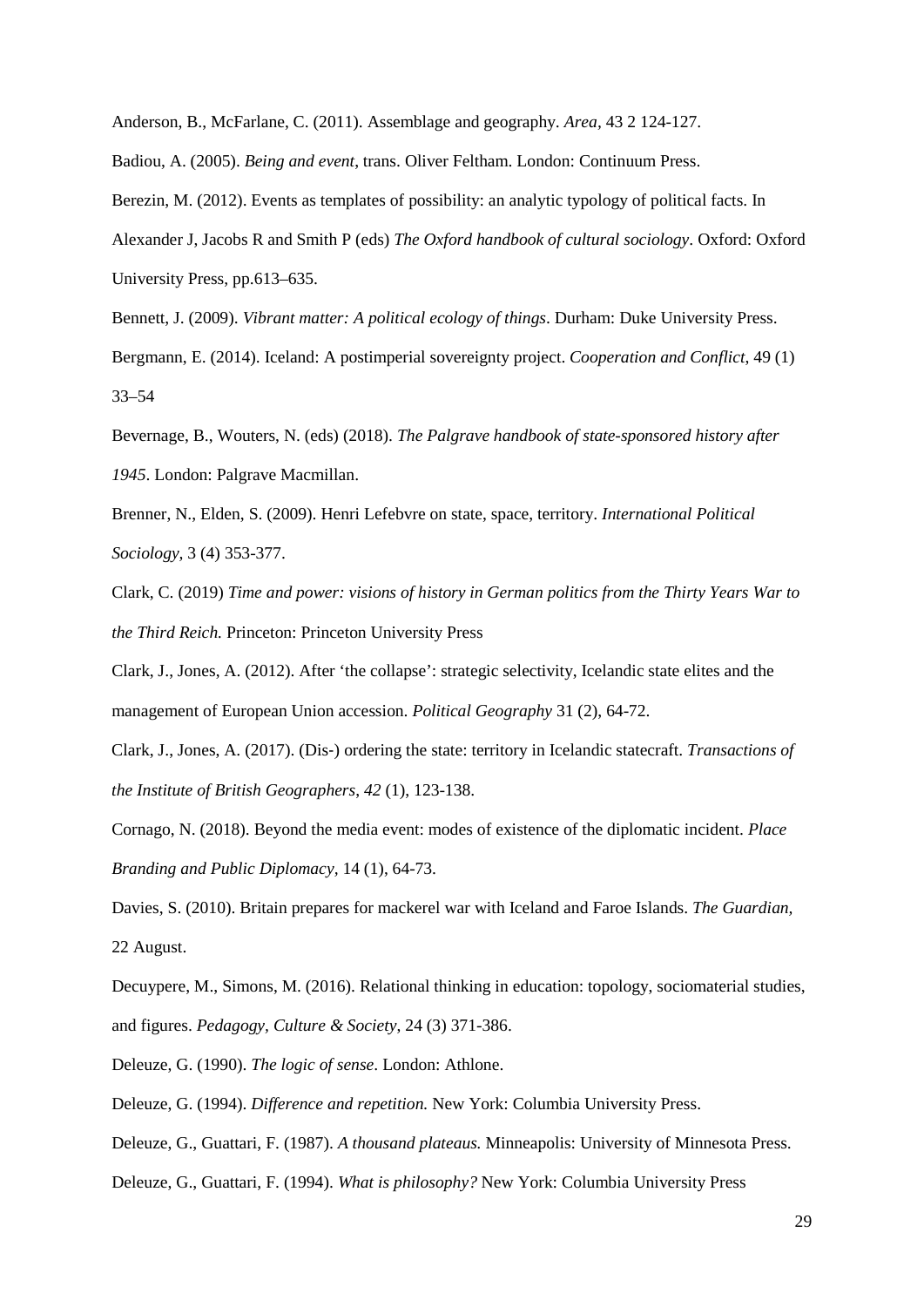Anderson, B., McFarlane, C. (2011). Assemblage and geography. *Area*, 43 2 124-127.

Badiou, A. (2005). *Being and event*, trans. Oliver Feltham. London: Continuum Press.

Berezin, M. (2012). Events as templates of possibility: an analytic typology of political facts. In Alexander J, Jacobs R and Smith P (eds) *The Oxford handbook of cultural sociology*. Oxford: Oxford University Press, pp.613–635.

Bennett, J. (2009). *Vibrant matter: A political ecology of things*. Durham: Duke University Press.

Bergmann, E. (2014). Iceland: A postimperial sovereignty project. *Cooperation and Conflict*, 49 (1) 33–54

Bevernage, B., Wouters, N. (eds) (2018). *The Palgrave handbook of state-sponsored history after 1945*. London: Palgrave Macmillan.

Brenner, N., Elden, S. (2009). Henri Lefebvre on state, space, territory. *International Political Sociology,* 3 (4) 353-377.

Clark, C. (2019) *Time and power: visions of history in German politics from the Thirty Years War to the Third Reich.* Princeton: Princeton University Press

Clark, J., Jones, A. (2012). After 'the collapse': strategic selectivity, Icelandic state elites and the management of European Union accession. *Political Geography* 31 (2), 64-72.

Clark, J., Jones, A. (2017). (Dis‐) ordering the state: territory in Icelandic statecraft. *Transactions of the Institute of British Geographers*, *42* (1), 123-138.

Cornago, N. (2018). Beyond the media event: modes of existence of the diplomatic incident. *Place Branding and Public Diplomacy*, 14 (1), 64-73.

Davies, S. (2010). Britain prepares for mackerel war with Iceland and Faroe Islands. *The Guardian,* 22 August.

Decuypere, M., Simons, M. (2016). Relational thinking in education: topology, sociomaterial studies, and figures. *Pedagogy, Culture & Society*, 24 (3) 371-386.

Deleuze, G. (1990). *The logic of sense*. London: Athlone.

Deleuze, G. (1994). *Difference and repetition.* New York: Columbia University Press.

Deleuze, G., Guattari, F. (1987). *A thousand plateaus.* Minneapolis: University of Minnesota Press.

Deleuze, G., Guattari, F. (1994). *What is philosophy?* New York: Columbia University Press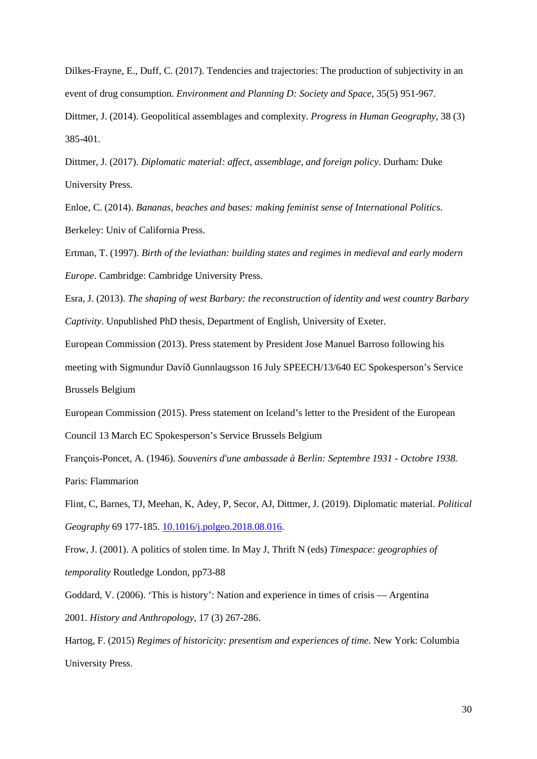Dilkes-Frayne, E., Duff, C. (2017). Tendencies and trajectories: The production of subjectivity in an event of drug consumption. *Environment and Planning D: Society and Space*, 35(5) 951-967.

Dittmer, J. (2014). Geopolitical assemblages and complexity. *Progress in Human Geography*, 38 (3) 385-401.

Dittmer, J. (2017). *Diplomatic material: affect, assemblage, and foreign policy*. Durham: Duke University Press.

Enloe, C. (2014). *Bananas, beaches and bases: making feminist sense of International Politics*. Berkeley: Univ of California Press.

Ertman, T. (1997). *Birth of the leviathan: building states and regimes in medieval and early modern Europe*. Cambridge: Cambridge University Press.

Esra, J. (2013). *The shaping of west Barbary: the reconstruction of identity and west country Barbary Captivity*. Unpublished PhD thesis, Department of English, University of Exeter.

European Commission (2013). Press statement by President Jose Manuel Barroso following his meeting with Sigmundur Davíð Gunnlaugsson 16 July SPEECH/13/640 EC Spokesperson's Service Brussels Belgium

European Commission (2015). Press statement on Iceland's letter to the President of the European Council 13 March EC Spokesperson's Service Brussels Belgium

François-Poncet, A. (1946). *Souvenirs d'une ambassade à Berlin: Septembre 1931 - Octobre 1938.* Paris: Flammarion

Flint, C, Barnes, TJ, Meehan, K, Adey, P, Secor, AJ, Dittmer, J. (2019). Diplomatic material. *Political Geography* 69 177-185. [10.1016/j.polgeo.2018.08.016](10.1016/j.polgeo.2018.08.016).

Frow, J. (2001). A politics of stolen time. In May J, Thrift N (eds) *Timespace: geographies of temporality* Routledge London, pp73-88

Goddard, V. (2006). 'This is history': Nation and experience in times of crisis — Argentina 2001. *History and Anthropology*, 17 (3) 267-286.

Hartog, F. (2015) *Regimes of historicity: presentism and experiences of time*. New York: Columbia University Press.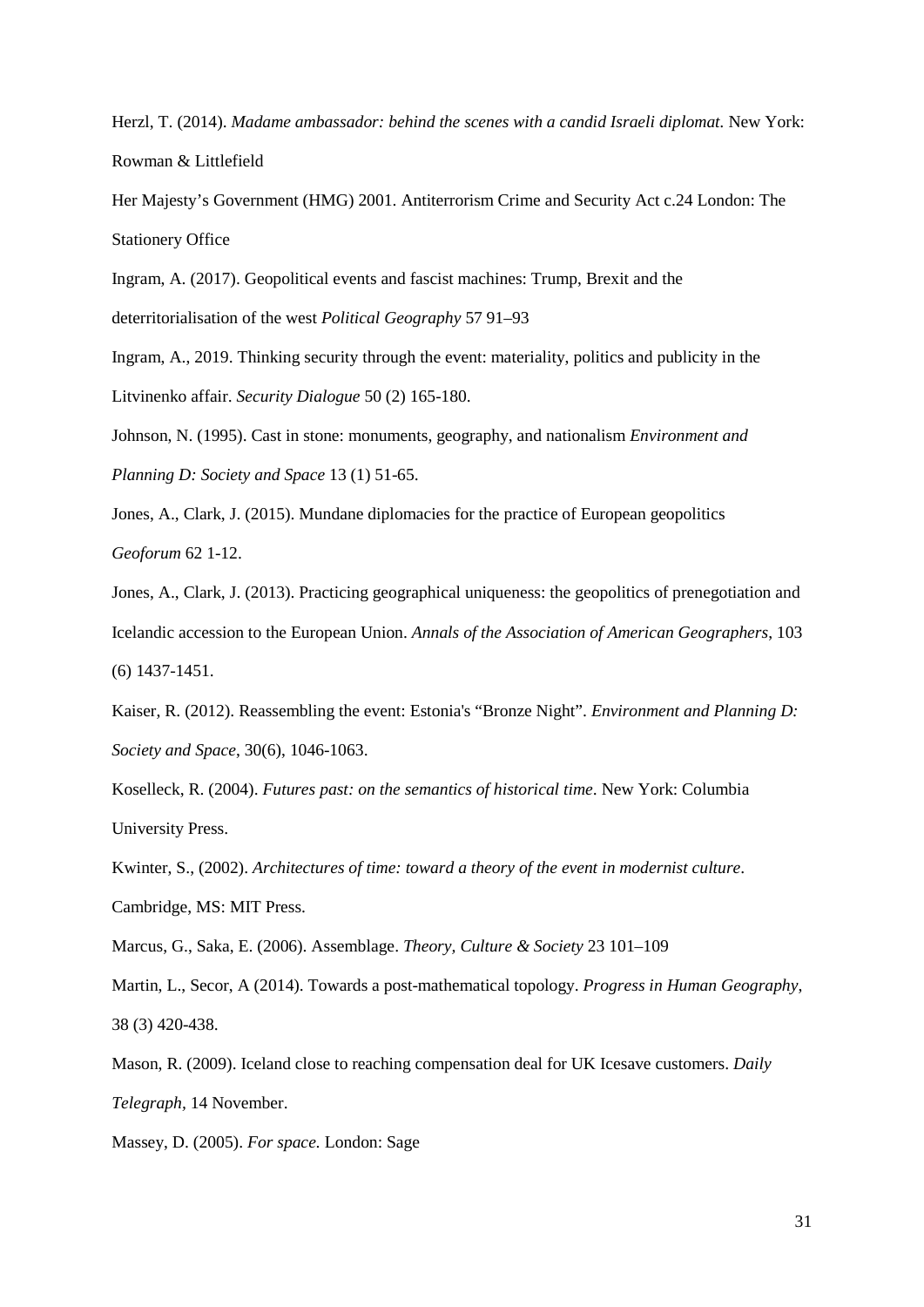Herzl, T. (2014). *Madame ambassador: behind the scenes with a candid Israeli diplomat.* New York: Rowman & Littlefield

Her Majesty's Government (HMG) 2001. Antiterrorism Crime and Security Act c.24 London: The Stationery Office

Ingram, A. (2017). Geopolitical events and fascist machines: Trump, Brexit and the deterritorialisation of the west *Political Geography* 57 91–93

Ingram, A., 2019. Thinking security through the event: materiality, politics and publicity in the Litvinenko affair. *Security Dialogue* 50 (2) 165-180.

Johnson, N. (1995). Cast in stone: monuments, geography, and nationalism *Environment and Planning D: Society and Space* 13 (1) 51-65.

Jones, A., Clark, J. (2015). Mundane diplomacies for the practice of European geopolitics *Geoforum* 62 1-12.

Jones, A., Clark, J. (2013). Practicing geographical uniqueness: the geopolitics of prenegotiation and Icelandic accession to the European Union. *Annals of the Association of American Geographers*, 103 (6) 1437-1451.

Kaiser, R. (2012). Reassembling the event: Estonia's "Bronze Night". *Environment and Planning D: Society and Space*, 30(6), 1046-1063.

Koselleck, R. (2004). *Futures past: on the semantics of historical time*. New York: Columbia University Press.

Kwinter, S., (2002). *Architectures of time: toward a theory of the event in modernist culture*. Cambridge, MS: MIT Press.

Marcus, G., Saka, E. (2006). Assemblage. *Theory, Culture & Society* 23 101–109

Martin, L., Secor, A (2014). Towards a post-mathematical topology. *Progress in Human Geography*, 38 (3) 420-438.

Mason, R. (2009). Iceland close to reaching compensation deal for UK Icesave customers. *Daily Telegraph*, 14 November.

Massey, D. (2005). *For space.* London: Sage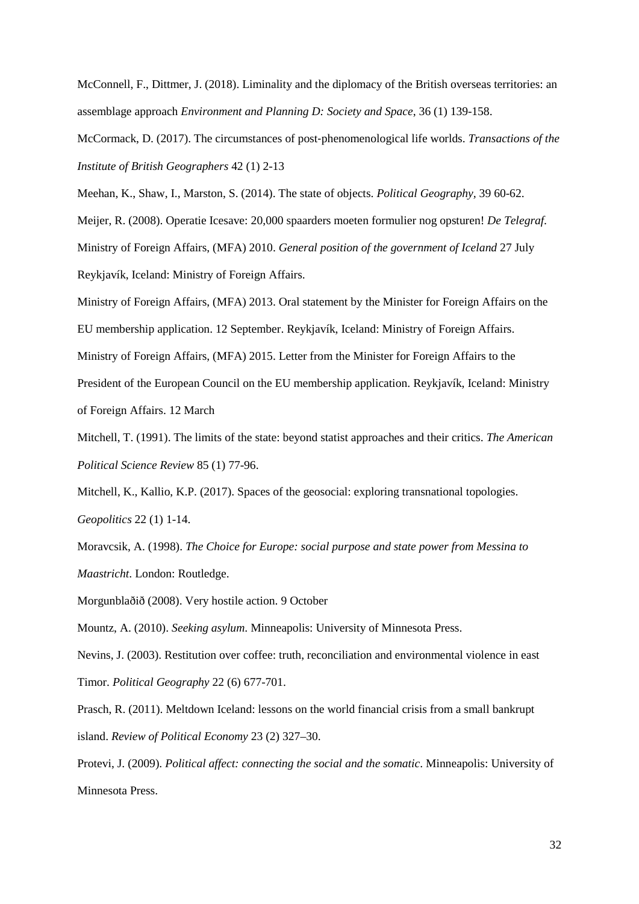McConnell, F., Dittmer, J. (2018). Liminality and the diplomacy of the British overseas territories: an assemblage approach *Environment and Planning D: Society and Space*, 36 (1) 139-158.

McCormack, D. (2017). The circumstances of post-phenomenological life worlds. *Transactions of the Institute of British Geographers* 42 (1) 2-13

Meehan, K., Shaw, I., Marston, S. (2014). The state of objects. *Political Geography*, 39 60-62.

Meijer, R. (2008). Operatie Icesave: 20,000 spaarders moeten formulier nog opsturen! *De Telegraf.*

Ministry of Foreign Affairs, (MFA) 2010. *General position of the government of Iceland* 27 July Reykjavík, Iceland: Ministry of Foreign Affairs.

Ministry of Foreign Affairs, (MFA) 2013. Oral statement by the Minister for Foreign Affairs on the EU membership application. 12 September. Reykjavík, Iceland: Ministry of Foreign Affairs.

Ministry of Foreign Affairs, (MFA) 2015. Letter from the Minister for Foreign Affairs to the President of the European Council on the EU membership application. Reykjavík, Iceland: Ministry of Foreign Affairs. 12 March

Mitchell, T. (1991). The limits of the state: beyond statist approaches and their critics. *The American Political Science Review* 85 (1) 77-96.

Mitchell, K., Kallio, K.P. (2017). Spaces of the geosocial: exploring transnational topologies. *Geopolitics* 22 (1) 1-14.

Moravcsik, A. (1998). *The Choice for Europe: social purpose and state power from Messina to Maastricht*. London: Routledge.

Morgunblaðið (2008). Very hostile action. 9 October

Mountz, A. (2010). *Seeking asylum*. Minneapolis: University of Minnesota Press.

Nevins, J. (2003). Restitution over coffee: truth, reconciliation and environmental violence in east Timor. *Political Geography* 22 (6) 677-701.

Prasch, R. (2011). Meltdown Iceland: lessons on the world financial crisis from a small bankrupt island. *Review of Political Economy* 23 (2) 327–30.

Protevi, J. (2009). *Political affect: connecting the social and the somatic*. Minneapolis: University of Minnesota Press.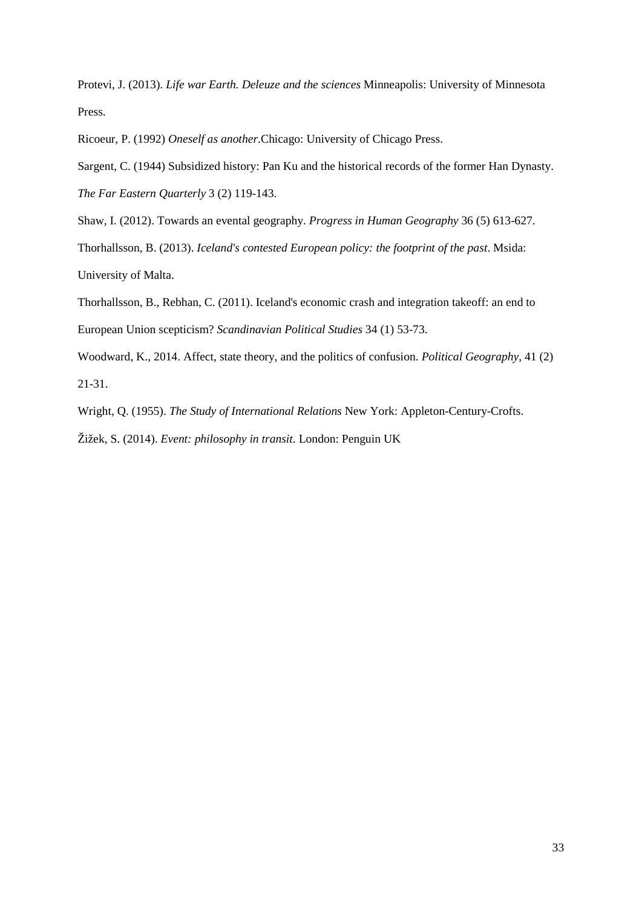Protevi, J. (2013). *Life war Earth. Deleuze and the sciences* Minneapolis: University of Minnesota Press.

Ricoeur, P. (1992) *Oneself as another*.Chicago: University of Chicago Press.

Sargent, C. (1944) Subsidized history: Pan Ku and the historical records of the former Han Dynasty. *The Far Eastern Quarterly* 3 (2) 119-143.

Shaw, I. (2012). Towards an evental geography. *Progress in Human Geography* 36 (5) 613-627.

Thorhallsson, B. (2013). *Iceland's contested European policy: the footprint of the past*. Msida: University of Malta.

Thorhallsson, B., Rebhan, C. (2011). Iceland's economic crash and integration takeoff: an end to European Union scepticism? *Scandinavian Political Studies* 34 (1) 53-73.

Woodward, K., 2014. Affect, state theory, and the politics of confusion. *Political Geography*, 41 (2) 21-31.

Wright, Q. (1955). *The Study of International Relations* New York: Appleton-Century-Crofts.

Žižek, S. (2014). *Event: philosophy in transit*. London: Penguin UK